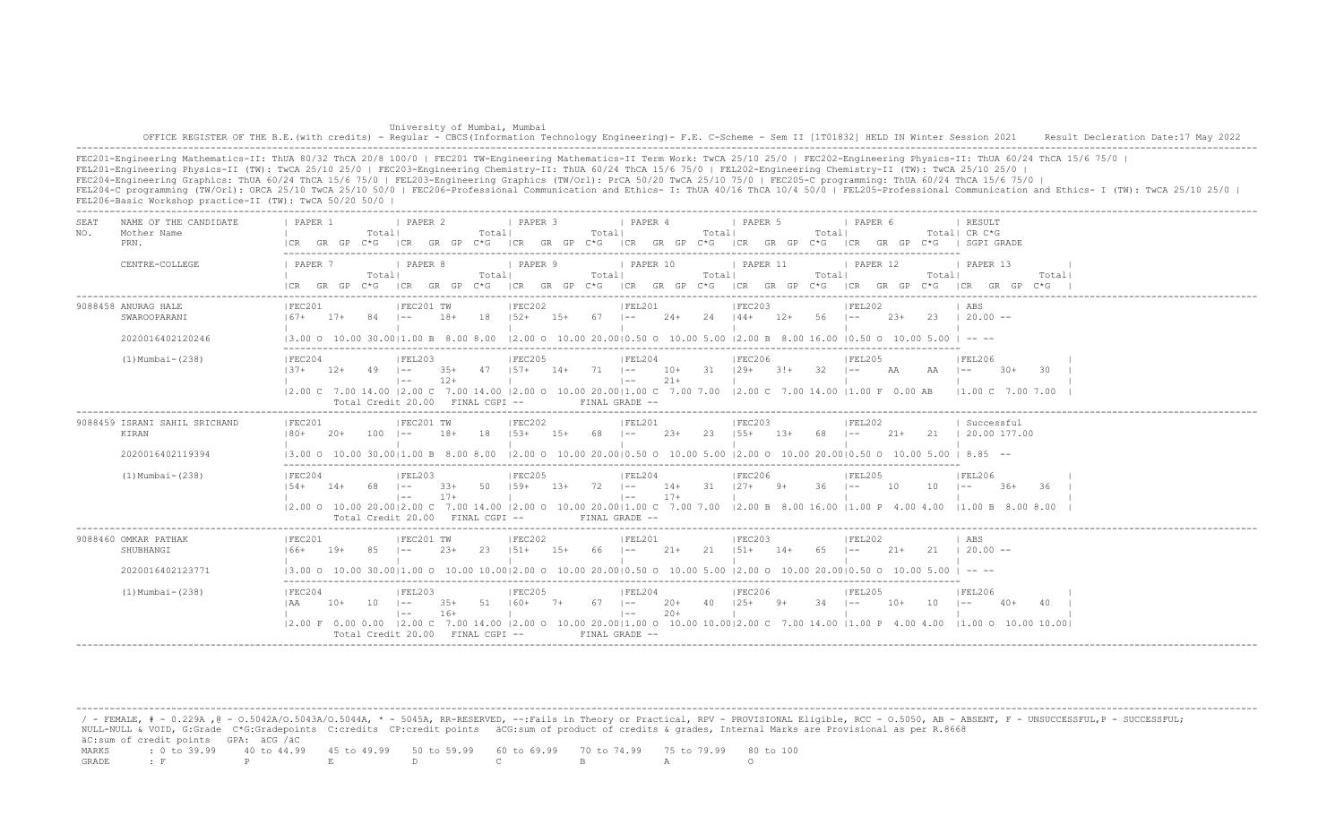University of Mumbai, Mumbai

OFFICE REGISTER OF THE B.E.(with credits) - Regular - CBCS(Information Technology Engineering)- F.E. C-Scheme - Sem II [1T01832] HELD IN Winter Session 2021 Result Decleration Date:17 May 2022

FEC201-Engineering Mathematics-II: ThUA 80/32 ThCA 20/8 100/0 | FEC201 TW-Engineering Mathematics-II Term Work: TwCA 25/10 25/0 | FEC202-Engineering Physics-II: ThUA 60/24 ThCA 15/6 75/0 |
FEL201-Engineering Physics-II (TW): TwCA 25/10 25/0 | FEC203-Engineering Chemistry-II: ThUA 60/24 ThCA 15/6 75/0 | FEL202-Engineering Chemistry-II (TW): TwCA 25/10 25/0 |
FEC204-Engineering Graphics: ThUA 60/24 ThCA 15/6 75/0 | FEL203-Engineering Graphics (TW/Orl): PrCA 50/20 TwCA 25/10 75/0 | FEC205-C programming: ThUA 60/24 ThCA 15/6 75/0 |
FEL204-C programming (TW/Orl): ORCA 25/10 TwCA 25/10 50/0 | FEC206-Professional Communication and Ethics- I: ThUA 40/16 ThCA 10/4 50/0 | FEL205-Professional Communication and Ethics- I (TW): TwCA 25/10 25/0 |
FEL206-Basic Workshop practice-II (TW): TwCA 50/20 50/0 |

| SEAT NO. | NAME OF THE CANDIDATE / Mother Name / PRN. / CENTRE-COLLEGE | PAPER 1 / PAPER 7 | PAPER 2 / PAPER 8 | PAPER 3 / PAPER 9 | PAPER 4 / PAPER 10 | PAPER 5 / PAPER 11 | PAPER 6 / PAPER 12 | RESULT CR C*G SGPI GRADE / PAPER 13 |
|---|---|---|---|---|---|---|---|---|
| | | CR GR GP C*G Total | CR GR GP C*G Total | CR GR GP C*G Total | CR GR GP C*G Total | CR GR GP C*G Total | CR GR GP C*G Total | |
| 9088458 | ANURAG HALE | FEC201 | FEC201 TW | FEC202 | FEL201 | FEC203 | FEL202 | ABS |
| | SWAROOPARANI | 67+ 17+ 84 | -- 18+ 18 | 52+ 15+ 67 | -- 24+ 24 | 44+ 12+ 56 | -- 23+ 23 | 20.00 -- |
| | 2020016402120246 | 3.00 O 10.00 30.00 | 1.00 B 8.00 8.00 | 2.00 O 10.00 20.00 | 0.50 O 10.00 5.00 | 2.00 B 8.00 16.00 | 0.50 O 10.00 5.00 | -- -- |
| | (1)Mumbai-(238) | FEC204 | FEL203 | FEC205 | FEL204 | FEC206 | FEL205 | FEL206 |
| | | 37+ 12+ 49 | -- 35+ 47 / -- 12+ | 57+ 14+ 71 | -- 10+ 31 / -- 21+ | 29+ 3!+ 32 | -- AA AA | -- 30+ 30 |
| | | 2.00 C 7.00 14.00 | 2.00 C 7.00 14.00 | 2.00 O 10.00 20.00 | 1.00 C 7.00 7.00 | 2.00 C 7.00 14.00 | 1.00 F 0.00 AB | 1.00 C 7.00 7.00 |
| | | Total Credit 20.00 | FINAL CGPI -- | | FINAL GRADE -- | | | |
| 9088459 | ISRANI SAHIL SRICHAND | FEC201 | FEC201 TW | FEC202 | FEL201 | FEC203 | FEL202 | Successful |
| | KIRAN | 80+ 20+ 100 | -- 18+ 18 | 53+ 15+ 68 | -- 23+ 23 | 55+ 13+ 68 | -- 21+ 21 | 20.00 177.00 |
| | 2020016402119394 | 3.00 O 10.00 30.00 | 1.00 B 8.00 8.00 | 2.00 O 10.00 20.00 | 0.50 O 10.00 5.00 | 2.00 O 10.00 20.00 | 0.50 O 10.00 5.00 | 8.85 -- |
| | (1)Mumbai-(238) | FEC204 | FEL203 | FEC205 | FEL204 | FEC206 | FEL205 | FEL206 |
| | | 54+ 14+ 68 | -- 33+ 50 / -- 17+ | 59+ 13+ 72 | -- 14+ 31 / -- 17+ | 27+ 9+ 36 | -- 10 10 | -- 36+ 36 |
| | | 2.00 O 10.00 20.00 | 2.00 C 7.00 14.00 | 2.00 O 10.00 20.00 | 1.00 C 7.00 7.00 | 2.00 B 8.00 16.00 | 1.00 P 4.00 4.00 | 1.00 B 8.00 8.00 |
| | | Total Credit 20.00 | FINAL CGPI -- | | FINAL GRADE -- | | | |
| 9088460 | OMKAR PATHAK | FEC201 | FEC201 TW | FEC202 | FEL201 | FEC203 | FEL202 | ABS |
| | SHUBHANGI | 66+ 19+ 85 | -- 23+ 23 | 51+ 15+ 66 | -- 21+ 21 | 51+ 14+ 65 | -- 21+ 21 | 20.00 -- |
| | 2020016402123771 | 3.00 O 10.00 30.00 | 1.00 O 10.00 10.00 | 2.00 O 10.00 20.00 | 0.50 O 10.00 5.00 | 2.00 O 10.00 20.00 | 0.50 O 10.00 5.00 | -- -- |
| | (1)Mumbai-(238) | FEC204 | FEL203 | FEC205 | FEL204 | FEC206 | FEL205 | FEL206 |
| | | AA 10+ 10 | -- 35+ 51 / -- 16+ | 60+ 7+ 67 | -- 20+ 40 / -- 20+ | 25+ 9+ 34 | -- 10+ 10 | -- 40+ 40 |
| | | 2.00 F 0.00 0.00 | 2.00 C 7.00 14.00 | 2.00 O 10.00 20.00 | 1.00 O 10.00 10.00 | 2.00 C 7.00 14.00 | 1.00 P 4.00 4.00 | 1.00 O 10.00 10.00 |
| | | Total Credit 20.00 | FINAL CGPI -- | | FINAL GRADE -- | | | |

/ - FEMALE, # - 0.229A ,@ - O.5042A/O.5043A/O.5044A, * - 5045A, RR-RESERVED, --:Fails in Theory or Practical, RPV - PROVISIONAL Eligible, RCC - O.5050, AB - ABSENT, F - UNSUCCESSFUL,P - SUCCESSFUL;
NULL-NULL & VOID, G:Grade C*G:Gradepoints C:credits CP:credit points äCG:sum of product of credits & grades, Internal Marks are Provisional as per R.8668
äC:sum of credit points GPA: äCG /äC

| MARKS | 0 to 39.99 | 40 to 44.99 | 45 to 49.99 | 50 to 59.99 | 60 to 69.99 | 70 to 74.99 | 75 to 79.99 | 80 to 100 |
|---|---|---|---|---|---|---|---|---|
| GRADE | F | P | E | D | C | B | A | O |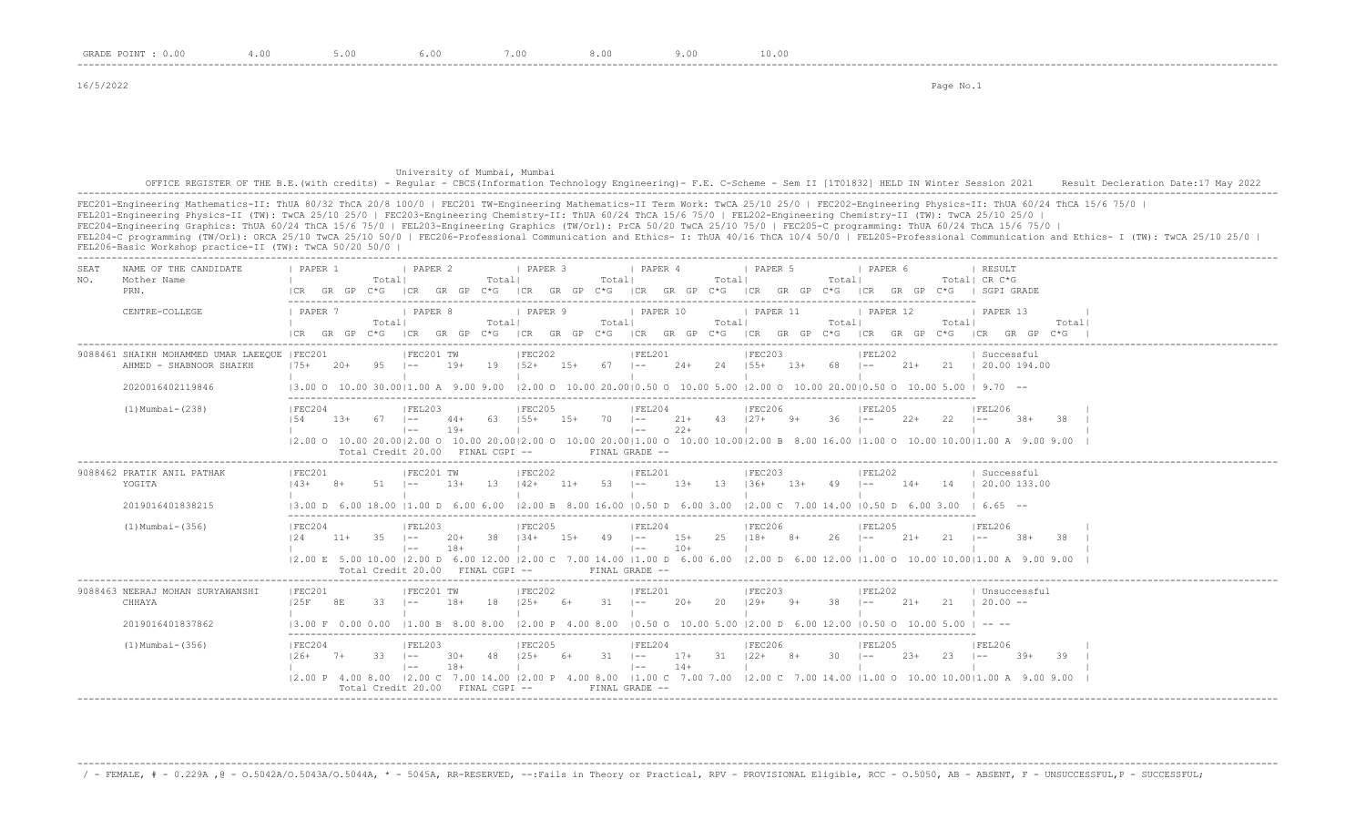GRADE POINT : 0.00 4.00 5.00 6.00 7.00 8.00 9.00 10.00

16/5/2022

University of Mumbai, Mumbai

OFFICE REGISTER OF THE B.E.(with credits) - Regular - CBCS(Information Technology Engineering)- F.E. C-Scheme - Sem II [1T01832] HELD IN Winter Session 2021 Result Decleration Date:17 May 2022

FEC201-Engineering Mathematics-II: ThUA 80/32 ThCA 20/8 100/0 | FEC201 TW-Engineering Mathematics-II Term Work: TwCA 25/10 25/0 | FEC202-Engineering Physics-II: ThUA 60/24 ThCA 15/6 75/0 |
FEL201-Engineering Physics-II (TW): TwCA 25/10 25/0 | FEC203-Engineering Chemistry-II: ThUA 60/24 ThCA 15/6 75/0 | FEL202-Engineering Chemistry-II (TW): TwCA 25/10 25/0 |
FEC204-Engineering Graphics: ThUA 60/24 ThCA 15/6 75/0 | FEL203-Engineering Graphics (TW/Orl): PrCA 50/20 TwCA 25/10 75/0 | FEC205-C programming: ThUA 60/24 ThCA 15/6 75/0 |
FEL204-C programming (TW/Orl): ORCA 25/10 TwCA 25/10 50/0 | FEC206-Professional Communication and Ethics- I: ThUA 40/16 ThCA 10/4 50/0 | FEL205-Professional Communication and Ethics- I (TW): TwCA 25/10 25/0 |
FEL206-Basic Workshop practice-II (TW): TwCA 50/20 50/0 |

```
SEAT   NAME OF THE CANDIDATE        | PAPER 1            | PAPER 2            | PAPER 3            | PAPER 4            | PAPER 5            | PAPER 6            | RESULT
NO.    Mother Name                  |             Total|  |             Total|  |             Total|  |             Total|  |             Total|  |             Total| CR C*G
       PRN.                         |CR  GR  GP  C*G    |CR  GR  GP  C*G    |CR  GR  GP  C*G    |CR  GR  GP  C*G    |CR  GR  GP  C*G    |CR  GR  GP  C*G    | SGPI GRADE

       CENTRE-COLLEGE               | PAPER 7            | PAPER 8            | PAPER 9            | PAPER 10           | PAPER 11           | PAPER 12           | PAPER 13
                                    |             Total|  |             Total|  |             Total|  |             Total|  |             Total|  |             Total|  |             Total|
                                    |CR  GR  GP  C*G    |CR  GR  GP  C*G    |CR  GR  GP  C*G    |CR  GR  GP  C*G    |CR  GR  GP  C*G    |CR  GR  GP  C*G    |CR  GR  GP  C*G  |

9088461 SHAIKH MOHAMMED UMAR LAEEQUE |FEC201          |FEC201 TW        |FEC202          |FEL201          |FEC203          |FEL202          | Successful
        AHMED - SHABNOOR SHAIKH     |75+   20+   95  |--    19+   19  |52+   15+   67  |--    24+   24  |55+   13+   68  |--    21+   21  | 20.00 194.00
                                    |                |                 |                |                |                |                |
        2020016402119846            |3.00 O  10.00 30.00|1.00 A  9.00 9.00  |2.00 O  10.00 20.00|0.50 O  10.00 5.00 |2.00 O  10.00 20.00|0.50 O  10.00 5.00 | 9.70  --

        (1)Mumbai-(238)             |FEC204          |FEL203          |FEC205          |FEL204          |FEC206          |FEL205          |FEL206
                                    |54    13+   67  |--    44+   63  |55+   15+   70  |--    21+   43  |27+   9+    36  |--    22+   22  |--    38+   38  |
                                    |                |--    19+        |                |--    22+        |                |                |                |
                                    |2.00 O  10.00 20.00|2.00 O  10.00 20.00|2.00 O  10.00 20.00|1.00 O  10.00 10.00|2.00 B  8.00 16.00 |1.00 O  10.00 10.00|1.00 A  9.00 9.00 |
                                    Total Credit 20.00   FINAL CGPI --        FINAL GRADE --

9088462 PRATIK ANIL PATHAK          |FEC201          |FEC201 TW        |FEC202          |FEL201          |FEC203          |FEL202          | Successful
        YOGITA                      |43+   8+    51  |--    13+   13  |42+   11+   53  |--    13+   13  |36+   13+   49  |--    14+   14  | 20.00 133.00
                                    |                |                 |                |                |                |                |
        2019016401838215            |3.00 D  6.00 18.00 |1.00 D  6.00 6.00  |2.00 B  8.00 16.00 |0.50 D  6.00 3.00  |2.00 C  7.00 14.00 |0.50 D  6.00 3.00  | 6.65  --

        (1)Mumbai-(356)             |FEC204          |FEL203          |FEC205          |FEL204          |FEC206          |FEL205          |FEL206
                                    |24    11+   35  |--    20+   38  |34+   15+   49  |--    15+   25  |18+   8+    26  |--    21+   21  |--    38+   38  |
                                    |                |--    18+        |                |--    10+        |                |                |                |
                                    |2.00 E  5.00 10.00 |2.00 D  6.00 12.00 |2.00 C  7.00 14.00 |1.00 D  6.00 6.00  |2.00 D  6.00 12.00 |1.00 O  10.00 10.00|1.00 A  9.00 9.00 |
                                    Total Credit 20.00   FINAL CGPI --        FINAL GRADE --

9088463 NEERAJ MOHAN SURYAWANSHI    |FEC201          |FEC201 TW        |FEC202          |FEL201          |FEC203          |FEL202          | Unsuccessful
        CHHAYA                      |25F   8E    33  |--    18+   18  |25+   6+    31  |--    20+   20  |29+   9+    38  |--    21+   21  | 20.00 --
                                    |                |                 |                |                |                |                |
        2019016401837862            |3.00 F  0.00 0.00  |1.00 B  8.00 8.00  |2.00 P  4.00 8.00  |0.50 O  10.00 5.00 |2.00 D  6.00 12.00 |0.50 O  10.00 5.00 | -- --

        (1)Mumbai-(356)             |FEC204          |FEL203          |FEC205          |FEL204          |FEC206          |FEL205          |FEL206
                                    |26+   7+    33  |--    30+   48  |25+   6+    31  |--    17+   31  |22+   8+    30  |--    23+   23  |--    39+   39  |
                                    |                |--    18+        |                |--    14+        |                |                |                |
                                    |2.00 P  4.00 8.00  |2.00 C  7.00 14.00 |2.00 P  4.00 8.00  |1.00 C  7.00 7.00  |2.00 C  7.00 14.00 |1.00 O  10.00 10.00|1.00 A  9.00 9.00 |
                                    Total Credit 20.00   FINAL CGPI --        FINAL GRADE --
```

/ - FEMALE, # - 0.229A ,@ - O.5042A/O.5043A/O.5044A, * - 5045A, RR-RESERVED, --:Fails in Theory or Practical, RPV - PROVISIONAL Eligible, RCC - O.5050, AB - ABSENT, F - UNSUCCESSFUL,P - SUCCESSFUL;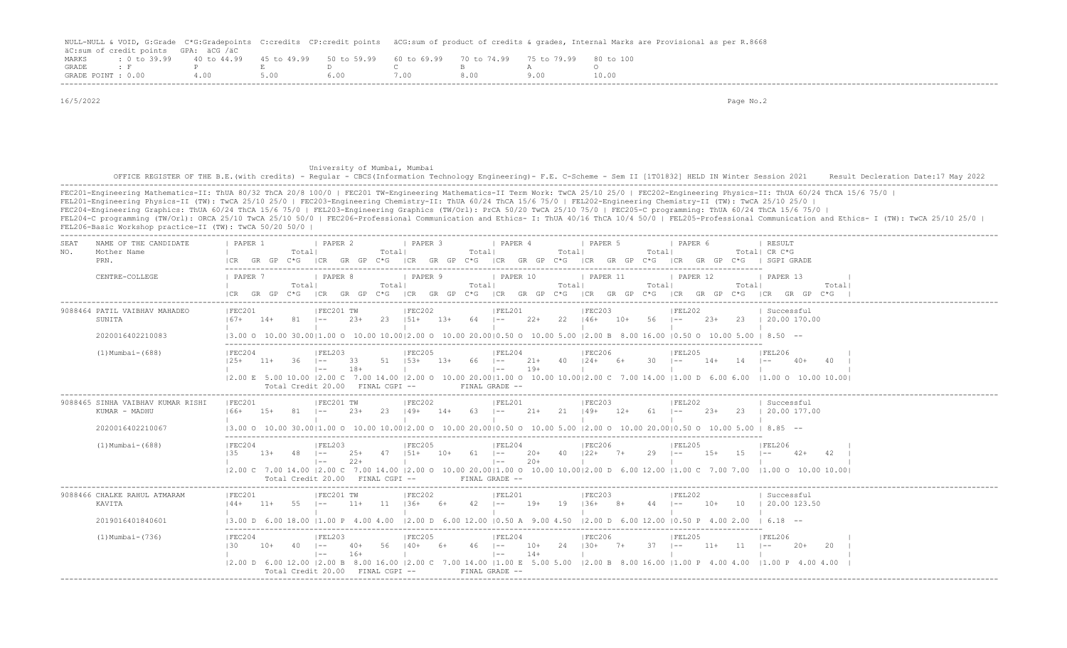NULL-NULL & VOID, G:Grade C*G:Gradepoints C:credits CP:credit points äCG:sum of product of credits & grades, Internal Marks are Provisional as per R.8668
äC:sum of credit points GPA: äCG /äC

| MARKS | : 0 to 39.99 | 40 to 44.99 | 45 to 49.99 | 50 to 59.99 | 60 to 69.99 | 70 to 74.99 | 75 to 79.99 | 80 to 100 |
|---|---|---|---|---|---|---|---|---|
| GRADE | : F | P | E | D | C | B | A | O |
| GRADE POINT | : 0.00 | 4.00 | 5.00 | 6.00 | 7.00 | 8.00 | 9.00 | 10.00 |

16/5/2022

University of Mumbai, Mumbai

OFFICE REGISTER OF THE B.E.(with credits) - Regular - CBCS(Information Technology Engineering)- F.E. C-Scheme - Sem II [1T01832] HELD IN Winter Session 2021 Result Decleration Date:17 May 2022

FEC201-Engineering Mathematics-II: ThUA 80/32 ThCA 20/8 100/0 | FEC201 TW-Engineering Mathematics-II Term Work: TwCA 25/10 25/0 | FEC202-Engineering Physics-II: ThUA 60/24 ThCA 15/6 75/0 |
FEL201-Engineering Physics-II (TW): TwCA 25/10 25/0 | FEC203-Engineering Chemistry-II: ThUA 60/24 ThCA 15/6 75/0 | FEL202-Engineering Chemistry-II (TW): TwCA 25/10 25/0 |
FEC204-Engineering Graphics: ThUA 60/24 ThCA 15/6 75/0 | FEL203-Engineering Graphics (TW/Orl): PrCA 50/20 TwCA 25/10 75/0 | FEC205-C programming: ThUA 60/24 ThCA 15/6 75/0 |
FEL204-C programming (TW/Orl): ORCA 25/10 TwCA 25/10 50/0 | FEC206-Professional Communication and Ethics- I: ThUA 40/16 ThCA 10/4 50/0 | FEL205-Professional Communication and Ethics- I (TW): TwCA 25/10 25/0 |
FEL206-Basic Workshop practice-II (TW): TwCA 50/20 50/0 |

| SEAT NO. | NAME OF THE CANDIDATE / Mother Name / PRN. / CENTRE-COLLEGE | PAPER 1 / PAPER 7 | PAPER 2 / PAPER 8 | PAPER 3 / PAPER 9 | PAPER 4 / PAPER 10 | PAPER 5 / PAPER 11 | PAPER 6 / PAPER 12 | RESULT CR C*G SGPI GRADE / PAPER 13 |
|---|---|---|---|---|---|---|---|---|
| 9088464 | PATIL VAIBHAV MAHADEO | FEC201 67+ 14+ 81 | FEC201 TW -- 23+ 23 | FEC202 51+ 13+ 64 | FEL201 -- 22+ 22 | FEC203 46+ 10+ 56 | FEL202 -- 23+ 23 | Successful 20.00 170.00 |
| | SUNITA / 2020016402210083 | 3.00 O 10.00 30.00 | 1.00 O 10.00 10.00 | 2.00 O 10.00 20.00 | 0.50 O 10.00 5.00 | 2.00 B 8.00 16.00 | 0.50 O 10.00 5.00 | 8.50 -- |
| | (1)Mumbai-(688) | FEC204 25+ 11+ 36 | FEL203 -- 33 51 / -- 18+ | FEC205 53+ 13+ 66 | FEL204 -- 21+ 40 / -- 19+ | FEC206 24+ 6+ 30 | FEL205 -- 14+ 14 | FEL206 -- 40+ 40 |
| | | 2.00 E 5.00 10.00 | 2.00 C 7.00 14.00 | 2.00 O 10.00 20.00 | 1.00 O 10.00 10.00 | 2.00 C 7.00 14.00 | 1.00 D 6.00 6.00 | 1.00 O 10.00 10.00 |
| | | Total Credit 20.00 | FINAL CGPI -- | | FINAL GRADE -- | | | |
| 9088465 | SINHA VAIBHAV KUMAR RISHI KUMAR - MADHU | FEC201 66+ 15+ 81 | FEC201 TW -- 23+ 23 | FEC202 49+ 14+ 63 | FEL201 -- 21+ 21 | FEC203 49+ 12+ 61 | FEL202 -- 23+ 23 | Successful 20.00 177.00 |
| | 2020016402210067 | 3.00 O 10.00 30.00 | 1.00 O 10.00 10.00 | 2.00 O 10.00 20.00 | 0.50 O 10.00 5.00 | 2.00 O 10.00 20.00 | 0.50 O 10.00 5.00 | 8.85 -- |
| | (1)Mumbai-(688) | FEC204 35 13+ 48 | FEL203 -- 25+ 47 / -- 22+ | FEC205 51+ 10+ 61 | FEL204 -- 20+ 40 / -- 20+ | FEC206 22+ 7+ 29 | FEL205 -- 15+ 15 | FEL206 -- 42+ 42 |
| | | 2.00 C 7.00 14.00 | 2.00 C 7.00 14.00 | 2.00 O 10.00 20.00 | 1.00 O 10.00 10.00 | 2.00 D 6.00 12.00 | 1.00 C 7.00 7.00 | 1.00 O 10.00 10.00 |
| | | Total Credit 20.00 | FINAL CGPI -- | | FINAL GRADE -- | | | |
| 9088466 | CHALKE RAHUL ATMARAM | FEC201 44+ 11+ 55 | FEC201 TW -- 11+ 11 | FEC202 36+ 6+ 42 | FEL201 -- 19+ 19 | FEC203 36+ 8+ 44 | FEL202 -- 10+ 10 | Successful 20.00 123.50 |
| | KAVITA / 2019016401840601 | 3.00 D 6.00 18.00 | 1.00 P 4.00 4.00 | 2.00 D 6.00 12.00 | 0.50 A 9.00 4.50 | 2.00 D 6.00 12.00 | 0.50 P 4.00 2.00 | 6.18 -- |
| | (1)Mumbai-(736) | FEC204 30 10+ 40 | FEL203 -- 40+ 56 / -- 16+ | FEC205 40+ 6+ 46 | FEL204 -- 10+ 24 / -- 14+ | FEC206 30+ 7+ 37 | FEL205 -- 11+ 11 | FEL206 -- 20+ 20 |
| | | 2.00 D 6.00 12.00 | 2.00 B 8.00 16.00 | 2.00 C 7.00 14.00 | 1.00 E 5.00 5.00 | 2.00 B 8.00 16.00 | 1.00 P 4.00 4.00 | 1.00 P 4.00 4.00 |
| | | Total Credit 20.00 | FINAL CGPI -- | | FINAL GRADE -- | | | |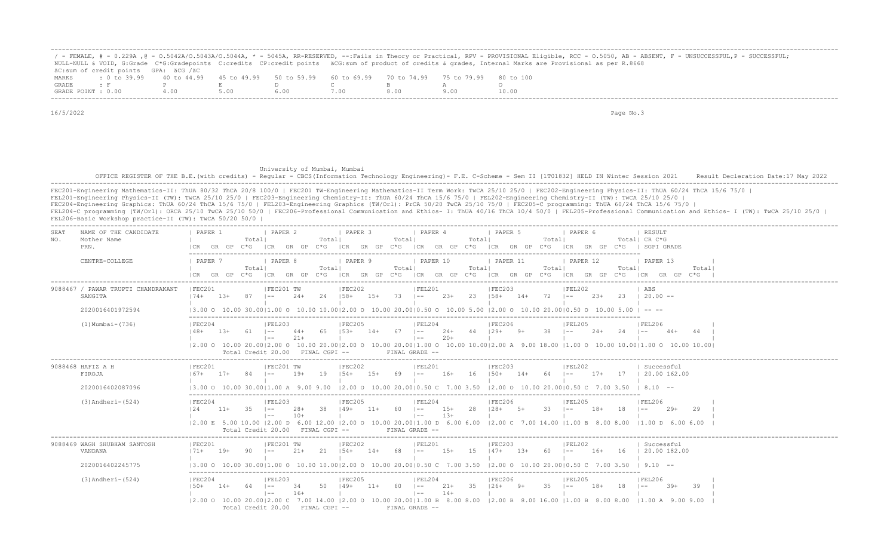/ - FEMALE, # - 0.229A ,@ - O.5042A/O.5043A/O.5044A, * - 5045A, RR-RESERVED, --:Fails in Theory or Practical, RPV - PROVISIONAL Eligible, RCC - O.5050, AB - ABSENT, F - UNSUCCESSFUL,P - SUCCESSFUL;
NULL-NULL & VOID, G:Grade C*G:Gradepoints C:credits CP:credit points äCG:sum of product of credits & grades, Internal Marks are Provisional as per R.8668
äC:sum of credit points GPA: äCG /äC

| MARKS | : 0 to 39.99 | 40 to 44.99 | 45 to 49.99 | 50 to 59.99 | 60 to 69.99 | 70 to 74.99 | 75 to 79.99 | 80 to 100 |
|---|---|---|---|---|---|---|---|---|
| GRADE | : F | P | E | D | C | B | A | O |
| GRADE POINT | : 0.00 | 4.00 | 5.00 | 6.00 | 7.00 | 8.00 | 9.00 | 10.00 |

16/5/2022

University of Mumbai, Mumbai

OFFICE REGISTER OF THE B.E.(with credits) - Regular - CBCS(Information Technology Engineering)- F.E. C-Scheme - Sem II [1T01832] HELD IN Winter Session 2021     Result Decleration Date:17 May 2022

FEC201-Engineering Mathematics-II: ThUA 80/32 ThCA 20/8 100/0 | FEC201 TW-Engineering Mathematics-II Term Work: TwCA 25/10 25/0 | FEC202-Engineering Physics-II: ThUA 60/24 ThCA 15/6 75/0 |
FEL201-Engineering Physics-II (TW): TwCA 25/10 25/0 | FEC203-Engineering Chemistry-II: ThUA 60/24 ThCA 15/6 75/0 | FEL202-Engineering Chemistry-II (TW): TwCA 25/10 25/0 |
FEC204-Engineering Graphics: ThUA 60/24 ThCA 15/6 75/0 | FEL203-Engineering Graphics (TW/Orl): PrCA 50/20 TwCA 25/10 75/0 | FEC205-C programming: ThUA 60/24 ThCA 15/6 75/0 |
FEL204-C programming (TW/Orl): ORCA 25/10 TwCA 25/10 50/0 | FEC206-Professional Communication and Ethics- I: ThUA 40/16 ThCA 10/4 50/0 | FEL205-Professional Communication and Ethics- I (TW): TwCA 25/10 25/0 |
FEL206-Basic Workshop practice-II (TW): TwCA 50/20 50/0 |

```
SEAT  NAME OF THE CANDIDATE        | PAPER 1            | PAPER 2            | PAPER 3            | PAPER 4            | PAPER 5            | PAPER 6            | RESULT
NO.   Mother Name                  |              Total|              Total|              Total|              Total|              Total|              Total| CR C*G
      PRN.                         |CR  GR  GP  C*G   |CR  GR  GP  C*G   |CR  GR  GP  C*G   |CR  GR  GP  C*G   |CR  GR  GP  C*G   |CR  GR  GP  C*G   | SGPI GRADE

      CENTRE-COLLEGE               | PAPER 7            | PAPER 8            | PAPER 9            | PAPER 10           | PAPER 11           | PAPER 12           | PAPER 13
                                   |              Total|              Total|              Total|              Total|              Total|              Total|              Total|
                                   |CR  GR  GP  C*G   |CR  GR  GP  C*G   |CR  GR  GP  C*G   |CR  GR  GP  C*G   |CR  GR  GP  C*G   |CR  GR  GP  C*G   |CR  GR  GP  C*G   |
-----------------------------------------------------------------------------------------------------------------------------------------------------------------------------------------------
9088467 / PAWAR TRUPTI CHANDRAKANT |FEC201             |FEC201 TW          |FEC202             |FEL201             |FEC203             |FEL202             | ABS
      SANGITA                      |74+   13+   87     |--     24+   24    |58+   15+   73     |--     23+   23    |58+   14+   72     |--     23+   23    | 20.00 --
                                   |                   |                   |                   |                   |                   |                   |
      2020016401972594             |3.00 O  10.00 30.00|1.00 O  10.00 10.00|2.00 O  10.00 20.00|0.50 O  10.00 5.00 |2.00 O  10.00 20.00|0.50 O  10.00 5.00 | -- --

      (1)Mumbai-(736)              |FEC204             |FEL203             |FEC205             |FEL204             |FEC206             |FEL205             |FEL206             |
                                   |48+   13+   61     |--     44+   65    |53+   14+   67     |--     24+   44    |29+   9+    38     |--     24+   24    |--     44+   44    |
                                   |                   |--     21+         |                   |--     20+         |                   |                   |                   |
                                   |2.00 O  10.00 20.00|2.00 O  10.00 20.00|2.00 O  10.00 20.00|1.00 O  10.00 10.00|2.00 A  9.00 18.00 |1.00 O  10.00 10.00|1.00 O  10.00 10.00|
                                   Total Credit 20.00   FINAL CGPI --         FINAL GRADE --
-----------------------------------------------------------------------------------------------------------------------------------------------------------------------------------------------
9088468 HAFIZ A H                  |FEC201             |FEC201 TW          |FEC202             |FEL201             |FEC203             |FEL202             | Successful
      FIROJA                       |67+   17+   84     |--     19+   19    |54+   15+   69     |--     16+   16    |50+   14+   64     |--     17+   17    | 20.00 162.00
                                   |                   |                   |                   |                   |                   |                   |
      2020016402087096             |3.00 O  10.00 30.00|1.00 A  9.00 9.00  |2.00 O  10.00 20.00|0.50 C  7.00 3.50  |2.00 O  10.00 20.00|0.50 C  7.00 3.50  | 8.10 --

      (3)Andheri-(524)             |FEC204             |FEL203             |FEC205             |FEL204             |FEC206             |FEL205             |FEL206             |
                                   |24    11+   35     |--     28+   38    |49+   11+   60     |--     15+   28    |28+   5+    33     |--     18+   18    |--     29+   29    |
                                   |                   |--     10+         |                   |--     13+         |                   |                   |                   |
                                   |2.00 E  5.00 10.00 |2.00 D  6.00 12.00 |2.00 O  10.00 20.00|1.00 D  6.00 6.00  |2.00 C  7.00 14.00 |1.00 B  8.00 8.00  |1.00 D  6.00 6.00  |
                                   Total Credit 20.00   FINAL CGPI --         FINAL GRADE --
-----------------------------------------------------------------------------------------------------------------------------------------------------------------------------------------------
9088469 WAGH SHUBHAM SANTOSH       |FEC201             |FEC201 TW          |FEC202             |FEL201             |FEC203             |FEL202             | Successful
      VANDANA                      |71+   19+   90     |--     21+   21    |54+   14+   68     |--     15+   15    |47+   13+   60     |--     16+   16    | 20.00 182.00
                                   |                   |                   |                   |                   |                   |                   |
      2020016402245775             |3.00 O  10.00 30.00|1.00 O  10.00 10.00|2.00 O  10.00 20.00|0.50 C  7.00 3.50  |2.00 O  10.00 20.00|0.50 C  7.00 3.50  | 9.10 --

      (3)Andheri-(524)             |FEC204             |FEL203             |FEC205             |FEL204             |FEC206             |FEL205             |FEL206             |
                                   |50+   14+   64     |--     34    50    |49+   11+   60     |--     21+   35    |26+   9+    35     |--     18+   18    |--     39+   39    |
                                   |                   |--     16+         |                   |--     14+         |                   |                   |                   |
                                   |2.00 O  10.00 20.00|2.00 C  7.00 14.00 |2.00 O  10.00 20.00|1.00 B  8.00 8.00  |2.00 B  8.00 16.00 |1.00 B  8.00 8.00  |1.00 A  9.00 9.00  |
                                   Total Credit 20.00   FINAL CGPI --         FINAL GRADE --
```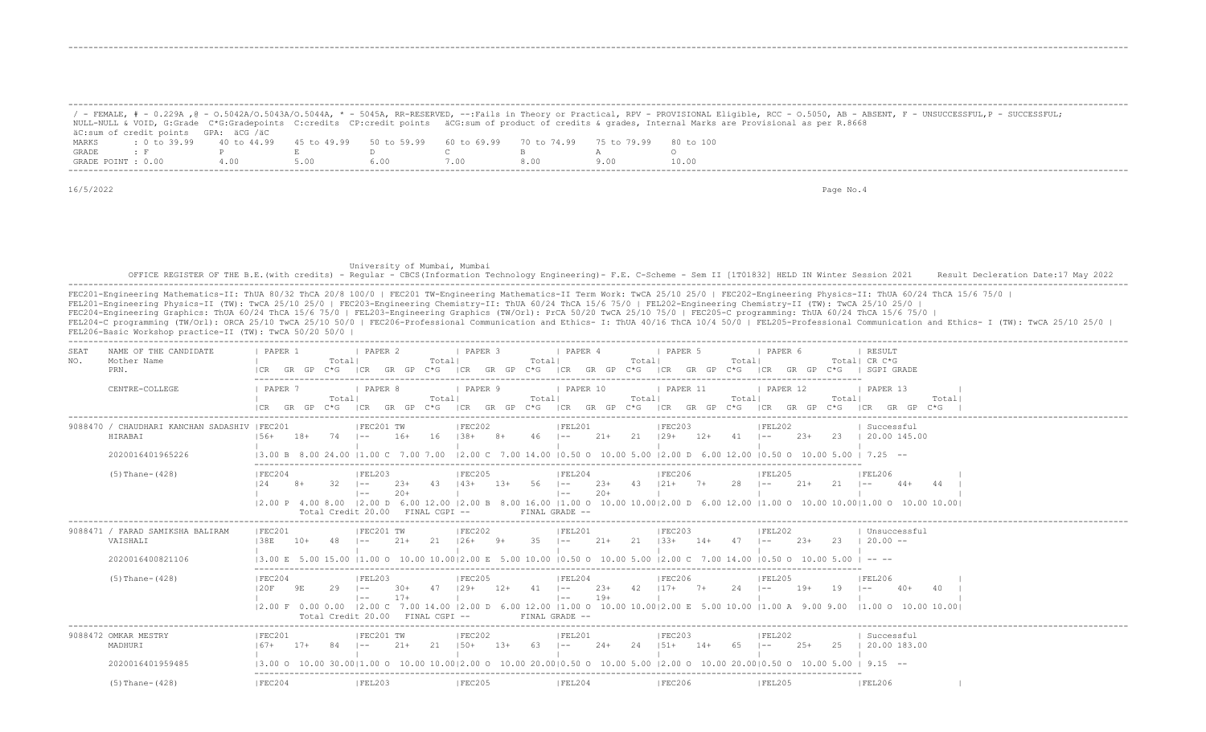/ - FEMALE, # - 0.229A ,@ - O.5042A/O.5043A/O.5044A, * - 5045A, RR-RESERVED, --:Fails in Theory or Practical, RPV - PROVISIONAL Eligible, RCC - O.5050, AB - ABSENT, F - UNSUCCESSFUL,P - SUCCESSFUL; NULL-NULL & VOID, G:Grade C*G:Gradepoints C:credits CP:credit points äCG:sum of product of credits & grades, Internal Marks are Provisional as per R.8668
äC:sum of credit points GPA: äCG /äC

| MARKS | : 0 to 39.99 | 40 to 44.99 | 45 to 49.99 | 50 to 59.99 | 60 to 69.99 | 70 to 74.99 | 75 to 79.99 | 80 to 100 |
|---|---|---|---|---|---|---|---|---|
| GRADE | : F | P | E | D | C | B | A | O |
| GRADE POINT | : 0.00 | 4.00 | 5.00 | 6.00 | 7.00 | 8.00 | 9.00 | 10.00 |

16/5/2022

University of Mumbai, Mumbai

OFFICE REGISTER OF THE B.E.(with credits) - Regular - CBCS(Information Technology Engineering)- F.E. C-Scheme - Sem II [1T01832] HELD IN Winter Session 2021 Result Decleration Date:17 May 2022

FEC201-Engineering Mathematics-II: ThUA 80/32 ThCA 20/8 100/0 | FEC201 TW-Engineering Mathematics-II Term Work: TwCA 25/10 25/0 | FEC202-Engineering Physics-II: ThUA 60/24 ThCA 15/6 75/0 |
FEL201-Engineering Physics-II (TW): TwCA 25/10 25/0 | FEC203-Engineering Chemistry-II: ThUA 60/24 ThCA 15/6 75/0 | FEL202-Engineering Chemistry-II (TW): TwCA 25/10 25/0 |
FEC204-Engineering Graphics: ThUA 60/24 ThCA 15/6 75/0 | FEL203-Engineering Graphics (TW/Orl): PrCA 50/20 TwCA 25/10 75/0 | FEC205-C programming: ThUA 60/24 ThCA 15/6 75/0 |
FEL204-C programming (TW/Orl): ORCA 25/10 TwCA 25/10 50/0 | FEC206-Professional Communication and Ethics- I: ThUA 40/16 ThCA 10/4 50/0 | FEL205-Professional Communication and Ethics- I (TW): TwCA 25/10 25/0 |
FEL206-Basic Workshop practice-II (TW): TwCA 50/20 50/0 |

```
SEAT   NAME OF THE CANDIDATE        | PAPER 1            | PAPER 2            | PAPER 3            | PAPER 4            | PAPER 5            | PAPER 6            | RESULT
NO.    Mother Name                  |            Total|  |            Total|  |            Total|  |            Total|  |            Total|  |            Total|  | CR C*G
       PRN.                         |CR  GR  GP  C*G     |CR  GR  GP  C*G     |CR  GR  GP  C*G     |CR  GR  GP  C*G     |CR  GR  GP  C*G     |CR  GR  GP  C*G     | SGPI GRADE

       CENTRE-COLLEGE               | PAPER 7            | PAPER 8            | PAPER 9            | PAPER 10           | PAPER 11           | PAPER 12           | PAPER 13
                                    |            Total|  |            Total|  |            Total|  |            Total|  |            Total|  |            Total|  |            Total|
                                    |CR  GR  GP  C*G     |CR  GR  GP  C*G     |CR  GR  GP  C*G     |CR  GR  GP  C*G     |CR  GR  GP  C*G     |CR  GR  GP  C*G     |CR  GR  GP  C*G  |

9088470 / CHAUDHARI KANCHAN SADASHIV |FEC201           |FEC201 TW          |FEC202           |FEL201           |FEC203           |FEL202           | Successful
        HIRABAI                      |56+   18+   74   |--    16+   16     |38+   8+    46   |--    21+   21   |29+   12+   41   |--    23+   23   | 20.00 145.00
                                     |                 |                   |                 |                 |                 |                 |
        2020016401965226             |3.00 B  8.00 24.00 |1.00 C  7.00 7.00 |2.00 C  7.00 14.00 |0.50 O  10.00 5.00 |2.00 D  6.00 12.00 |0.50 O  10.00 5.00 | 7.25  --

        (5)Thane-(428)               |FEC204           |FEL203            |FEC205           |FEL204           |FEC206           |FEL205           |FEL206
                                     |24    8+    32   |--    23+   43    |43+   13+   56   |--    23+   43   |21+   7+    28   |--    21+   21   |--    44+   44   |
                                     |                 |--    20+         |                 |--    20+        |                 |                 |                 |
                                     |2.00 P  4.00 8.00 |2.00 D  6.00 12.00 |2.00 B  8.00 16.00 |1.00 O  10.00 10.00|2.00 D  6.00 12.00 |1.00 O  10.00 10.00|1.00 O  10.00 10.00|
                                          Total Credit 20.00   FINAL CGPI --         FINAL GRADE --

9088471 / FARAD SAMIKSHA BALIRAM     |FEC201           |FEC201 TW          |FEC202           |FEL201           |FEC203           |FEL202           | Unsuccessful
        VAISHALI                     |38E   10+   48   |--    21+   21     |26+   9+    35   |--    21+   21   |33+   14+   47   |--    23+   23   | 20.00 --
                                     |                 |                   |                 |                 |                 |                 |
        2020016400821106             |3.00 E  5.00 15.00 |1.00 O  10.00 10.00|2.00 E  5.00 10.00 |0.50 O  10.00 5.00 |2.00 C  7.00 14.00 |0.50 O  10.00 5.00 | -- --

        (5)Thane-(428)               |FEC204           |FEL203            |FEC205           |FEL204           |FEC206           |FEL205           |FEL206
                                     |20F   9E    29   |--    30+   47    |29+   12+   41   |--    23+   42   |17+   7+    24   |--    19+   19   |--    40+   40   |
                                     |                 |--    17+         |                 |--    19+        |                 |                 |                 |
                                     |2.00 F  0.00 0.00 |2.00 C  7.00 14.00 |2.00 D  6.00 12.00 |1.00 O  10.00 10.00|2.00 E  5.00 10.00 |1.00 A  9.00 9.00 |1.00 O  10.00 10.00|
                                          Total Credit 20.00   FINAL CGPI --         FINAL GRADE --

9088472 OMKAR MESTRY                 |FEC201           |FEC201 TW          |FEC202           |FEL201           |FEC203           |FEL202           | Successful
        MADHURI                      |67+   17+   84   |--    21+   21     |50+   13+   63   |--    24+   24   |51+   14+   65   |--    25+   25   | 20.00 183.00
                                     |                 |                   |                 |                 |                 |                 |
        2020016401959485             |3.00 O  10.00 30.00|1.00 O  10.00 10.00|2.00 O  10.00 20.00|0.50 O  10.00 5.00 |2.00 O  10.00 20.00|0.50 O  10.00 5.00 | 9.15  --

        (5)Thane-(428)               |FEC204           |FEL203            |FEC205           |FEL204           |FEC206           |FEL205           |FEL206           |
```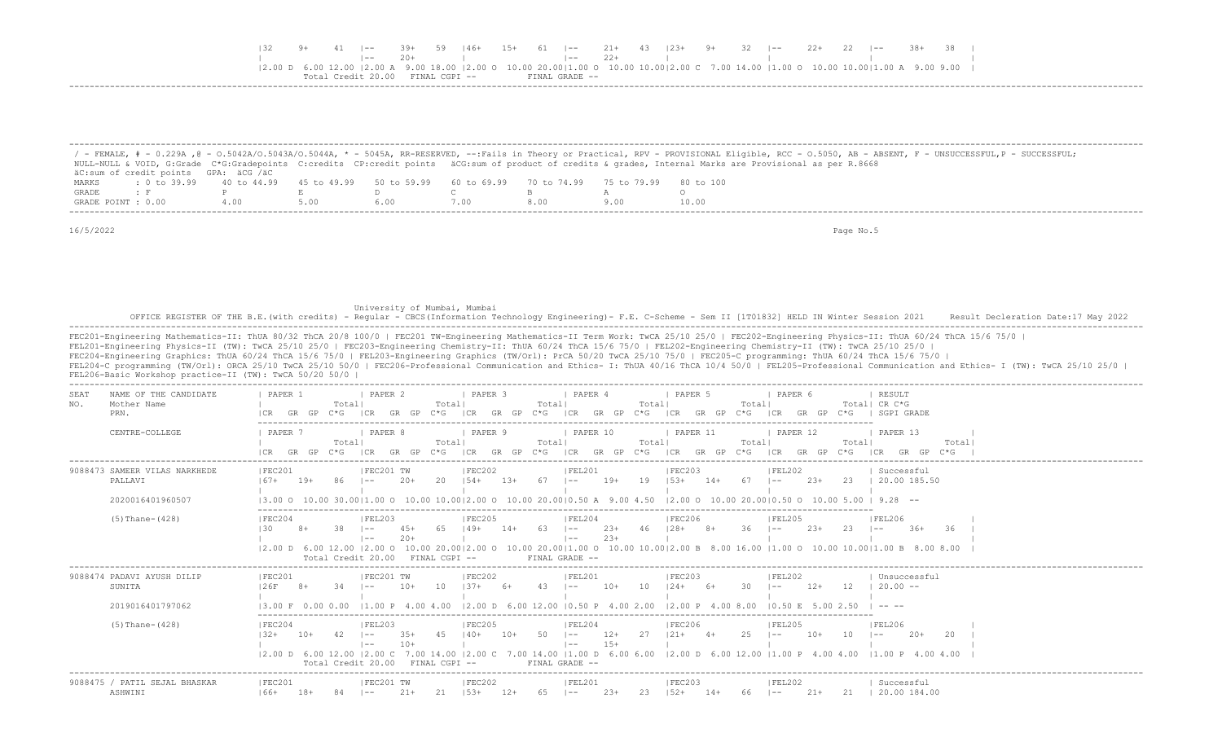```
|32    9+    41  |--     39+    59  |46+    15+    61  |--     21+    43  |23+    9+     32  |--     22+    22  |--     38+    38  |
|                |--     20+        |                  |--     22+        |                  |                  |                  |
|2.00 D  6.00 12.00 |2.00 A  9.00 18.00 |2.00 O  10.00 20.00|1.00 O  10.00 10.00|2.00 C  7.00 14.00 |1.00 O  10.00 10.00|1.00 A  9.00 9.00 |
           Total Credit 20.00   FINAL CGPI --          FINAL GRADE --
```

/ - FEMALE, # - 0.229A ,@ - O.5042A/O.5043A/O.5044A, * - 5045A, RR-RESERVED, --:Fails in Theory or Practical, RPV - PROVISIONAL Eligible, RCC - O.5050, AB - ABSENT, F - UNSUCCESSFUL,P - SUCCESSFUL;
NULL-NULL & VOID, G:Grade C*G:Gradepoints C:credits CP:credit points äCG:sum of product of credits & grades, Internal Marks are Provisional as per R.8668
äC:sum of credit points GPA: äCG /äC

| MARKS | : 0 to 39.99 | 40 to 44.99 | 45 to 49.99 | 50 to 59.99 | 60 to 69.99 | 70 to 74.99 | 75 to 79.99 | 80 to 100 |
|---|---|---|---|---|---|---|---|---|
| GRADE | : F | P | E | D | C | B | A | O |
| GRADE POINT | : 0.00 | 4.00 | 5.00 | 6.00 | 7.00 | 8.00 | 9.00 | 10.00 |

16/5/2022

University of Mumbai, Mumbai

OFFICE REGISTER OF THE B.E.(with credits) - Regular - CBCS(Information Technology Engineering)- F.E. C-Scheme - Sem II [1T01832] HELD IN Winter Session 2021     Result Decleration Date:17 May 2022

FEC201-Engineering Mathematics-II: ThUA 80/32 ThCA 20/8 100/0 | FEC201 TW-Engineering Mathematics-II Term Work: TwCA 25/10 25/0 | FEC202-Engineering Physics-II: ThUA 60/24 ThCA 15/6 75/0 |
FEL201-Engineering Physics-II (TW): TwCA 25/10 25/0 | FEC203-Engineering Chemistry-II: ThUA 60/24 ThCA 15/6 75/0 | FEL202-Engineering Chemistry-II (TW): TwCA 25/10 25/0 |
FEC204-Engineering Graphics: ThUA 60/24 ThCA 15/6 75/0 | FEL203-Engineering Graphics (TW/Orl): PrCA 50/20 TwCA 25/10 75/0 | FEC205-C programming: ThUA 60/24 ThCA 15/6 75/0 |
FEL204-C programming (TW/Orl): ORCA 25/10 TwCA 25/10 50/0 | FEC206-Professional Communication and Ethics- I: ThUA 40/16 ThCA 10/4 50/0 | FEL205-Professional Communication and Ethics- I (TW): TwCA 25/10 25/0 |
FEL206-Basic Workshop practice-II (TW): TwCA 50/20 50/0 |

```
SEAT    NAME OF THE CANDIDATE         | PAPER 1           | PAPER 2           | PAPER 3           | PAPER 4           | PAPER 5           | PAPER 6           | RESULT
NO.     Mother Name                   |            Total| |            Total| |            Total| |            Total| |            Total| |            Total| CR C*G
        PRN.                          |CR  GR  GP  C*G    |CR  GR  GP  C*G    |CR  GR  GP  C*G    |CR  GR  GP  C*G    |CR  GR  GP  C*G    |CR  GR  GP  C*G    | SGPI GRADE

        CENTRE-COLLEGE                | PAPER 7           | PAPER 8           | PAPER 9           | PAPER 10          | PAPER 11          | PAPER 12          | PAPER 13
                                      |            Total| |            Total| |            Total| |            Total| |            Total| |            Total| |            Total|
                                      |CR  GR  GP  C*G    |CR  GR  GP  C*G    |CR  GR  GP  C*G    |CR  GR  GP  C*G    |CR  GR  GP  C*G    |CR  GR  GP  C*G    |CR  GR  GP  C*G
------------------------------------------------------------------------------------------------------------------------------------------------------------------------
9088473 SAMEER VILAS NARKHEDE         |FEC201             |FEC201 TW          |FEC202             |FEL201             |FEC203             |FEL202             | Successful
        PALLAVI                       |67+    19+    86   |--     20+    20   |54+    13+    67   |--     19+    19   |53+    14+    67   |--     23+    23   | 20.00 185.50
                                      |                   |                   |                   |                   |                   |                   |
        2020016401960507              |3.00 O  10.00 30.00|1.00 O  10.00 10.00|2.00 O  10.00 20.00|0.50 A  9.00 4.50  |2.00 O  10.00 20.00|0.50 O  10.00 5.00 | 9.28  --

        (5)Thane-(428)                |FEC204             |FEL203             |FEC205             |FEL204             |FEC206             |FEL205             |FEL206
                                      |30     8+     38   |--     45+    65   |49+    14+    63   |--     23+    46   |28+    8+     36   |--     23+    23   |--     36+    36
                                      |                   |--     20+         |                   |--     23+         |                   |                   |
                                      |2.00 D  6.00 12.00 |2.00 O  10.00 20.00|2.00 O  10.00 20.00|1.00 O  10.00 10.00|2.00 B  8.00 16.00 |1.00 O  10.00 10.00|1.00 B  8.00 8.00
                                       Total Credit 20.00   FINAL CGPI --          FINAL GRADE --
------------------------------------------------------------------------------------------------------------------------------------------------------------------------
9088474 PADAVI AYUSH DILIP            |FEC201             |FEC201 TW          |FEC202             |FEL201             |FEC203             |FEL202             | Unsuccessful
        SUNITA                        |26F    8+     34   |--     10+    10   |37+    6+     43   |--     10+    10   |24+    6+     30   |--     12+    12   | 20.00 --
                                      |                   |                   |                   |                   |                   |                   |
        2019016401797062              |3.00 F  0.00 0.00  |1.00 P  4.00 4.00  |2.00 D  6.00 12.00 |0.50 P  4.00 2.00  |2.00 P  4.00 8.00  |0.50 E  5.00 2.50  | -- --

        (5)Thane-(428)                |FEC204             |FEL203             |FEC205             |FEL204             |FEC206             |FEL205             |FEL206
                                      |32+    10+    42   |--     35+    45   |40+    10+    50   |--     12+    27   |21+    4+     25   |--     10+    10   |--     20+    20
                                      |                   |--     10+         |                   |--     15+         |                   |                   |
                                      |2.00 D  6.00 12.00 |2.00 C  7.00 14.00 |2.00 C  7.00 14.00 |1.00 D  6.00 6.00  |2.00 D  6.00 12.00 |1.00 P  4.00 4.00  |1.00 P  4.00 4.00
                                       Total Credit 20.00   FINAL CGPI --          FINAL GRADE --
------------------------------------------------------------------------------------------------------------------------------------------------------------------------
9088475 / PATIL SEJAL BHASKAR         |FEC201             |FEC201 TW          |FEC202             |FEL201             |FEC203             |FEL202             | Successful
        ASHWINI                       |66+    18+    84   |--     21+    21   |53+    12+    65   |--     23+    23   |52+    14+    66   |--     21+    21   | 20.00 184.00
```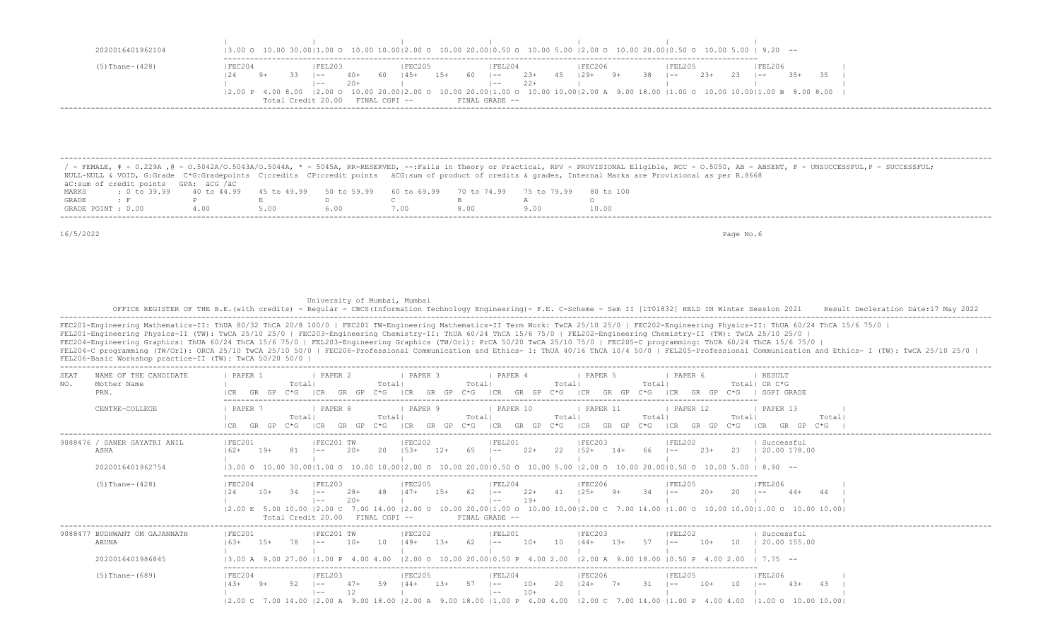| | | | | | | | |
|---|---|---|---|---|---|---|---|
| 2020016401962104 | 3.00 O 10.00 30.00 | 1.00 O 10.00 10.00 | 2.00 O 10.00 20.00 | 0.50 O 10.00 5.00 | 2.00 O 10.00 20.00 | 0.50 O 10.00 5.00 | 9.20 -- |
| (5)Thane-(428) | FEC204 | FEL203 | FEC205 | FEL204 | FEC206 | FEL205 | FEL206 |
| | 24 9+ 33 | -- 40+ 60 | 45+ 15+ 60 | -- 23+ 45 | 29+ 9+ 38 | -- 23+ 23 | -- 35+ 35 |
| | | -- 20+ | | -- 22+ | | | |
| | 2.00 P 4.00 8.00 | 2.00 O 10.00 20.00 | 2.00 O 10.00 20.00 | 1.00 O 10.00 10.00 | 2.00 A 9.00 18.00 | 1.00 O 10.00 10.00 | 1.00 B 8.00 8.00 |
| | Total Credit 20.00 | FINAL CGPI -- | | FINAL GRADE -- | | | |

/ - FEMALE, # - 0.229A ,@ - O.5042A/O.5043A/O.5044A, * - 5045A, RR-RESERVED, --:Fails in Theory or Practical, RPV - PROVISIONAL Eligible, RCC - O.5050, AB - ABSENT, F - UNSUCCESSFUL,P - SUCCESSFUL;
NULL-NULL & VOID, G:Grade C*G:Gradepoints C:credits CP:credit points äCG:sum of product of credits & grades, Internal Marks are Provisional as per R.8668
äC:sum of credit points GPA: äCG /äC

| MARKS | : 0 to 39.99 | 40 to 44.99 | 45 to 49.99 | 50 to 59.99 | 60 to 69.99 | 70 to 74.99 | 75 to 79.99 | 80 to 100 |
|---|---|---|---|---|---|---|---|---|
| GRADE | : F | P | E | D | C | B | A | O |
| GRADE POINT | : 0.00 | 4.00 | 5.00 | 6.00 | 7.00 | 8.00 | 9.00 | 10.00 |

16/5/2022

University of Mumbai, Mumbai

OFFICE REGISTER OF THE B.E.(with credits) - Regular - CBCS(Information Technology Engineering)- F.E. C-Scheme - Sem II [1T01832] HELD IN Winter Session 2021 Result Decleration Date:17 May 2022

FEC201-Engineering Mathematics-II: ThUA 80/32 ThCA 20/8 100/0 | FEC201 TW-Engineering Mathematics-II Term Work: TwCA 25/10 25/0 | FEC202-Engineering Physics-II: ThUA 60/24 ThCA 15/6 75/0 |
FEL201-Engineering Physics-II (TW): TwCA 25/10 25/0 | FEC203-Engineering Chemistry-II: ThUA 60/24 ThCA 15/6 75/0 | FEL202-Engineering Chemistry-II (TW): TwCA 25/10 25/0 |
FEC204-Engineering Graphics: ThUA 60/24 ThCA 15/6 75/0 | FEL203-Engineering Graphics (TW/Orl): PrCA 50/20 TwCA 25/10 75/0 | FEC205-C programming: ThUA 60/24 ThCA 15/6 75/0 |
FEL204-C programming (TW/Orl): ORCA 25/10 TwCA 25/10 50/0 | FEC206-Professional Communication and Ethics- I: ThUA 40/16 ThCA 10/4 50/0 | FEL205-Professional Communication and Ethics- I (TW): TwCA 25/10 25/0 |
FEL206-Basic Workshop practice-II (TW): TwCA 50/20 50/0 |

| SEAT NO. | NAME OF THE CANDIDATE / Mother Name / PRN. / CENTRE-COLLEGE | PAPER 1 / PAPER 7 (CR GR GP C*G Total) | PAPER 2 / PAPER 8 | PAPER 3 / PAPER 9 | PAPER 4 / PAPER 10 | PAPER 5 / PAPER 11 | PAPER 6 / PAPER 12 | RESULT CR C*G SGPI GRADE / PAPER 13 |
|---|---|---|---|---|---|---|---|---|
| 9088476 | / SANER GAYATRI ANIL | FEC201 | FEC201 TW | FEC202 | FEL201 | FEC203 | FEL202 | Successful |
| | ASHA | 62+ 19+ 81 | -- 20+ 20 | 53+ 12+ 65 | -- 22+ 22 | 52+ 14+ 66 | -- 23+ 23 | 20.00 178.00 |
| | 2020016401962754 | 3.00 O 10.00 30.00 | 1.00 O 10.00 10.00 | 2.00 O 10.00 20.00 | 0.50 O 10.00 5.00 | 2.00 O 10.00 20.00 | 0.50 O 10.00 5.00 | 8.90 -- |
| | (5)Thane-(428) | FEC204 | FEL203 | FEC205 | FEL204 | FEC206 | FEL205 | FEL206 |
| | | 24 10+ 34 | -- 28+ 48 | 47+ 15+ 62 | -- 22+ 41 | 25+ 9+ 34 | -- 20+ 20 | -- 44+ 44 |
| | | | -- 20+ | | -- 19+ | | | |
| | | 2.00 E 5.00 10.00 | 2.00 C 7.00 14.00 | 2.00 O 10.00 20.00 | 1.00 O 10.00 10.00 | 2.00 C 7.00 14.00 | 1.00 O 10.00 10.00 | 1.00 O 10.00 10.00 |
| | | Total Credit 20.00 | FINAL CGPI -- | | FINAL GRADE -- | | | |
| 9088477 | BUDHWANT OM GAJANNATH | FEC201 | FEC201 TW | FEC202 | FEL201 | FEC203 | FEL202 | Successful |
| | ARUNA | 63+ 15+ 78 | -- 10+ 10 | 49+ 13+ 62 | -- 10+ 10 | 44+ 13+ 57 | -- 10+ 10 | 20.00 155.00 |
| | 2020016401986845 | 3.00 A 9.00 27.00 | 1.00 P 4.00 4.00 | 2.00 O 10.00 20.00 | 0.50 P 4.00 2.00 | 2.00 A 9.00 18.00 | 0.50 P 4.00 2.00 | 7.75 -- |
| | (5)Thane-(689) | FEC204 | FEL203 | FEC205 | FEL204 | FEC206 | FEL205 | FEL206 |
| | | 43+ 9+ 52 | -- 47+ 59 | 44+ 13+ 57 | -- 10+ 20 | 24+ 7+ 31 | -- 10+ 10 | -- 43+ 43 |
| | | | -- 12 | | -- 10+ | | | |
| | | 2.00 C 7.00 14.00 | 2.00 A 9.00 18.00 | 2.00 A 9.00 18.00 | 1.00 P 4.00 4.00 | 2.00 C 7.00 14.00 | 1.00 P 4.00 4.00 | 1.00 O 10.00 10.00 |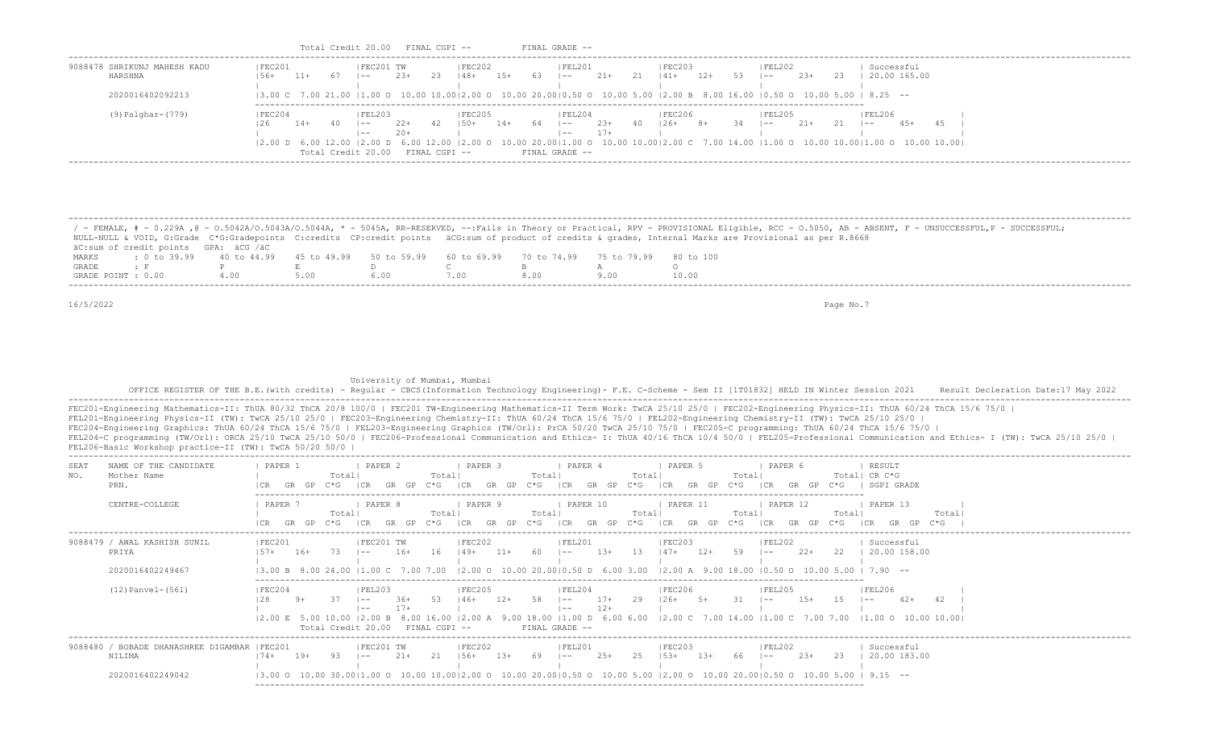Total Credit 20.00 FINAL CGPI -- FINAL GRADE --

| SEAT NO. | NAME / Mother Name / PRN / CENTRE-COLLEGE | FEC201 | FEC201 TW | FEC202 | FEL201 | FEC203 | FEL202 | RESULT |
|---|---|---|---|---|---|---|---|---|
| 9088478 | SHRIKUNJ MAHESH KADU / HARSHNA / 2020016402092213 / (9)Palghar-(779) | 56+ 11+ 67 | -- 23+ 23 | 48+ 15+ 63 | -- 21+ 21 | 41+ 12+ 53 | -- 23+ 23 | Successful 20.00 165.00 |
| | | 3.00 C 7.00 21.00 | 1.00 O 10.00 10.00 | 2.00 O 10.00 20.00 | 0.50 O 10.00 5.00 | 2.00 B 8.00 16.00 | 0.50 O 10.00 5.00 | 8.25 -- |

| | FEC204 | FEL203 | FEC205 | FEL204 | FEC206 | FEL205 | FEL206 |
|---|---|---|---|---|---|---|---|
| 9088478 | 26 14+ 40 | -- 22+ 42 / -- 20+ | 50+ 14+ 64 | -- 23+ 40 / -- 17+ | 26+ 8+ 34 | -- 21+ 21 | -- 45+ 45 |
| | 2.00 D 6.00 12.00 | 2.00 D 6.00 12.00 | 2.00 O 10.00 20.00 | 1.00 O 10.00 10.00 | 2.00 C 7.00 14.00 | 1.00 O 10.00 10.00 | 1.00 O 10.00 10.00 |

Total Credit 20.00 FINAL CGPI -- FINAL GRADE --

/ - FEMALE, # - 0.229A ,@ - O.5042A/O.5043A/O.5044A, * - 5045A, RR-RESERVED, --:Fails in Theory or Practical, RPV - PROVISIONAL Eligible, RCC - O.5050, AB - ABSENT, F - UNSUCCESSFUL,P - SUCCESSFUL;
NULL-NULL & VOID, G:Grade C*G:Gradepoints C:credits CP:credit points äCG:sum of product of credits & grades, Internal Marks are Provisional as per R.8668
äC:sum of credit points GPA: äCG /äC

| MARKS | 0 to 39.99 | 40 to 44.99 | 45 to 49.99 | 50 to 59.99 | 60 to 69.99 | 70 to 74.99 | 75 to 79.99 | 80 to 100 |
|---|---|---|---|---|---|---|---|---|
| GRADE | F | P | E | D | C | B | A | O |
| GRADE POINT | 0.00 | 4.00 | 5.00 | 6.00 | 7.00 | 8.00 | 9.00 | 10.00 |

16/5/2022

University of Mumbai, Mumbai

OFFICE REGISTER OF THE B.E.(with credits) - Regular - CBCS(Information Technology Engineering)- F.E. C-Scheme - Sem II [1T01832] HELD IN Winter Session 2021 Result Decleration Date:17 May 2022

FEC201-Engineering Mathematics-II: ThUA 80/32 ThCA 20/8 100/0 | FEC201 TW-Engineering Mathematics-II Term Work: TwCA 25/10 25/0 | FEC202-Engineering Physics-II: ThUA 60/24 ThCA 15/6 75/0 |
FEL201-Engineering Physics-II (TW): TwCA 25/10 25/0 | FEC203-Engineering Chemistry-II: ThUA 60/24 ThCA 15/6 75/0 | FEL202-Engineering Chemistry-II (TW): TwCA 25/10 25/0 |
FEC204-Engineering Graphics: ThUA 60/24 ThCA 15/6 75/0 | FEL203-Engineering Graphics (TW/Orl): PrCA 50/20 TwCA 25/10 75/0 | FEC205-C programming: ThUA 60/24 ThCA 15/6 75/0 |
FEL204-C programming (TW/Orl): ORCA 25/10 TwCA 25/10 50/0 | FEC206-Professional Communication and Ethics- I: ThUA 40/16 ThCA 10/4 50/0 | FEL205-Professional Communication and Ethics- I (TW): TwCA 25/10 25/0 |
FEL206-Basic Workshop practice-II (TW): TwCA 50/20 50/0 |

| SEAT NO. | NAME OF THE CANDIDATE / Mother Name / PRN. / CENTRE-COLLEGE | FEC201 | FEC201 TW | FEC202 | FEL201 | FEC203 | FEL202 | RESULT |
|---|---|---|---|---|---|---|---|---|
| 9088479 | / AWAL KASHISH SUNIL / PRIYA / 2020016402249467 / (12)Panvel-(561) | 57+ 16+ 73 | -- 16+ 16 | 49+ 11+ 60 | -- 13+ 13 | 47+ 12+ 59 | -- 22+ 22 | Successful 20.00 158.00 |
| | | 3.00 B 8.00 24.00 | 1.00 C 7.00 7.00 | 2.00 O 10.00 20.00 | 0.50 D 6.00 3.00 | 2.00 A 9.00 18.00 | 0.50 O 10.00 5.00 | 7.90 -- |
| 9088480 | / BOBADE DHANASHREE DIGAMBAR / NILIMA / 2020016402249042 | 74+ 19+ 93 | -- 21+ 21 | 56+ 13+ 69 | -- 25+ 25 | 53+ 13+ 66 | -- 23+ 23 | Successful 20.00 183.00 |
| | | 3.00 O 10.00 30.00 | 1.00 O 10.00 10.00 | 2.00 O 10.00 20.00 | 0.50 O 10.00 5.00 | 2.00 O 10.00 20.00 | 0.50 O 10.00 5.00 | 9.15 -- |

| | FEC204 | FEL203 | FEC205 | FEL204 | FEC206 | FEL205 | FEL206 |
|---|---|---|---|---|---|---|---|
| 9088479 | 28 9+ 37 | -- 36+ 53 / -- 17+ | 46+ 12+ 58 | -- 17+ 29 / -- 12+ | 26+ 5+ 31 | -- 15+ 15 | -- 42+ 42 |
| | 2.00 E 5.00 10.00 | 2.00 B 8.00 16.00 | 2.00 A 9.00 18.00 | 1.00 D 6.00 6.00 | 2.00 C 7.00 14.00 | 1.00 C 7.00 7.00 | 1.00 O 10.00 10.00 |

Total Credit 20.00 FINAL CGPI -- FINAL GRADE --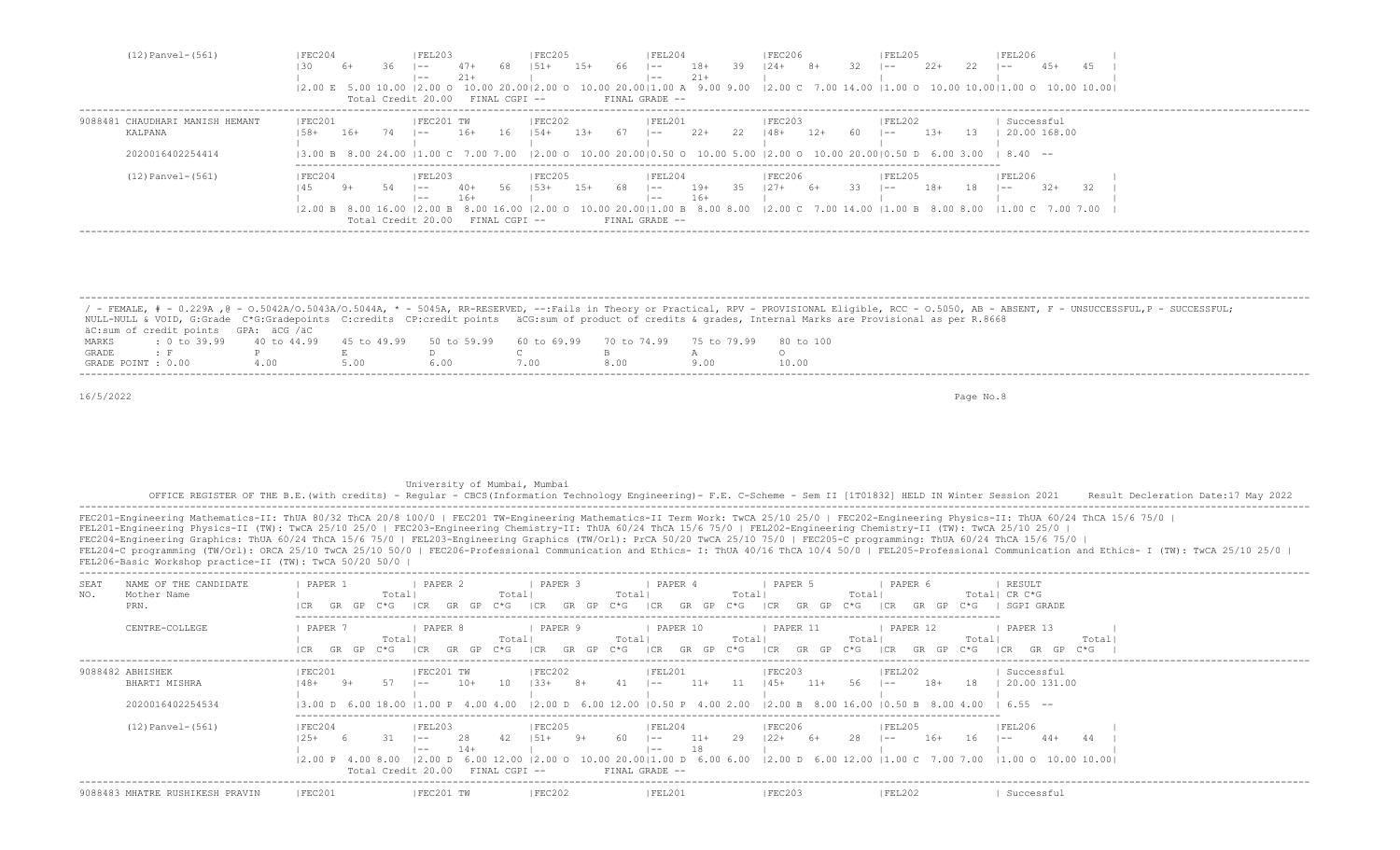```
        (12)Panvel-(561)           |FEC204            |FEL203            |FEC205            |FEL204            |FEC206            |FEL205            |FEL206            |
                                   |30    6+    36    |--    47+   68    |51+   15+   66    |--    18+   39    |24+   8+    32    |--    22+   22    |--    45+   45    |
                                   |                  |--    21+         |                  |--    21+         |                  |                  |                  |
                                   |2.00 E  5.00 10.00 |2.00 O  10.00 20.00|2.00 O  10.00 20.00|1.00 A  9.00 9.00  |2.00 C  7.00 14.00 |1.00 O  10.00 10.00|1.00 O  10.00 10.00|
                                    Total Credit 20.00   FINAL CGPI --          FINAL GRADE --
---------------------------------------------------------------------------------------------------------------------------------------------------------------------------
9088481 CHAUDHARI MANISH HEMANT    |FEC201            |FEC201 TW          |FEC202            |FEL201            |FEC203            |FEL202            | Successful
        KALPANA                    |58+   16+   74    |--    16+   16     |54+   13+   67    |--    22+   22    |48+   12+   60    |--    13+   13    | 20.00 168.00
                                   |                  |                   |                  |                  |                  |                  |
        2020016402254414           |3.00 B  8.00 24.00 |1.00 C  7.00 7.00  |2.00 O  10.00 20.00|0.50 O  10.00 5.00 |2.00 O  10.00 20.00|0.50 D  6.00 3.00  | 8.40  --
                                   -----------------------------------------------------------------------------------------------------------------------
        (12)Panvel-(561)           |FEC204            |FEL203            |FEC205            |FEL204            |FEC206            |FEL205            |FEL206            |
                                   |45    9+    54    |--    40+   56    |53+   15+   68    |--    19+   35    |27+   6+    33    |--    18+   18    |--    32+   32    |
                                   |                  |--    16+         |                  |--    16+         |                  |                  |                  |
                                   |2.00 B  8.00 16.00 |2.00 B  8.00 16.00 |2.00 O  10.00 20.00|1.00 B  8.00 8.00  |2.00 C  7.00 14.00 |1.00 B  8.00 8.00  |1.00 C  7.00 7.00  |
                                    Total Credit 20.00   FINAL CGPI --          FINAL GRADE --
---------------------------------------------------------------------------------------------------------------------------------------------------------------------------
```

/ - FEMALE, # - 0.229A ,@ - O.5042A/O.5043A/O.5044A, * - 5045A, RR-RESERVED, --:Fails in Theory or Practical, RPV - PROVISIONAL Eligible, RCC - O.5050, AB - ABSENT, F - UNSUCCESSFUL,P - SUCCESSFUL; NULL-NULL & VOID, G:Grade C*G:Gradepoints C:credits CP:credit points äCG:sum of product of credits & grades, Internal Marks are Provisional as per R.8668
äC:sum of credit points GPA: äCG /äC

| MARKS | : 0 to 39.99 | 40 to 44.99 | 45 to 49.99 | 50 to 59.99 | 60 to 69.99 | 70 to 74.99 | 75 to 79.99 | 80 to 100 |
|---|---|---|---|---|---|---|---|---|
| GRADE | : F | P | E | D | C | B | A | O |
| GRADE POINT | : 0.00 | 4.00 | 5.00 | 6.00 | 7.00 | 8.00 | 9.00 | 10.00 |

16/5/2022

University of Mumbai, Mumbai

OFFICE REGISTER OF THE B.E.(with credits) - Regular - CBCS(Information Technology Engineering)- F.E. C-Scheme - Sem II [1T01832] HELD IN Winter Session 2021 Result Decleration Date:17 May 2022

FEC201-Engineering Mathematics-II: ThUA 80/32 ThCA 20/8 100/0 | FEC201 TW-Engineering Mathematics-II Term Work: TwCA 25/10 25/0 | FEC202-Engineering Physics-II: ThUA 60/24 ThCA 15/6 75/0 |
FEL201-Engineering Physics-II (TW): TwCA 25/10 25/0 | FEC203-Engineering Chemistry-II: ThUA 60/24 ThCA 15/6 75/0 | FEL202-Engineering Chemistry-II (TW): TwCA 25/10 25/0 |
FEC204-Engineering Graphics: ThUA 60/24 ThCA 15/6 75/0 | FEL203-Engineering Graphics (TW/Orl): PrCA 50/20 TwCA 25/10 75/0 | FEC205-C programming: ThUA 60/24 ThCA 15/6 75/0 |
FEL204-C programming (TW/Orl): ORCA 25/10 TwCA 25/10 50/0 | FEC206-Professional Communication and Ethics- I: ThUA 40/16 ThCA 10/4 50/0 | FEL205-Professional Communication and Ethics- I (TW): TwCA 25/10 25/0 |
FEL206-Basic Workshop practice-II (TW): TwCA 50/20 50/0 |

```
---------------------------------------------------------------------------------------------------------------------------------------------------------------------------
SEAT    NAME OF THE CANDIDATE      | PAPER 1          | PAPER 2           | PAPER 3          | PAPER 4          | PAPER 5          | PAPER 6          | RESULT
NO.     Mother Name                |            Total|              Total|             Total|             Total|             Total|             Total| CR C*G
        PRN.                       |CR  GR  GP  C*G  |CR  GR  GP  C*G   |CR  GR  GP  C*G  |CR  GR  GP  C*G  |CR  GR  GP  C*G  |CR  GR  GP  C*G  | SGPI GRADE
                                   -----------------------------------------------------------------------------------------------------------------------
        CENTRE-COLLEGE             | PAPER 7          | PAPER 8           | PAPER 9          | PAPER 10         | PAPER 11         | PAPER 12         | PAPER 13         |
                                   |            Total|              Total|             Total|             Total|             Total|             Total|             Total|
                                   |CR  GR  GP  C*G  |CR  GR  GP  C*G   |CR  GR  GP  C*G  |CR  GR  GP  C*G  |CR  GR  GP  C*G  |CR  GR  GP  C*G  |CR  GR  GP  C*G  |
---------------------------------------------------------------------------------------------------------------------------------------------------------------------------
9088482 ABHISHEK                   |FEC201            |FEC201 TW          |FEC202            |FEL201            |FEC203            |FEL202            | Successful
        BHARTI MISHRA              |48+   9+    57    |--    10+   10     |33+   8+    41    |--    11+   11    |45+   11+   56    |--    18+   18    | 20.00 131.00
                                   |                  |                   |                  |                  |                  |                  |
        2020016402254534           |3.00 D  6.00 18.00 |1.00 P  4.00 4.00  |2.00 D  6.00 12.00 |0.50 P  4.00 2.00  |2.00 B  8.00 16.00 |0.50 B  8.00 4.00  | 6.55  --
                                   -----------------------------------------------------------------------------------------------------------------------
        (12)Panvel-(561)           |FEC204            |FEL203            |FEC205            |FEL204            |FEC206            |FEL205            |FEL206            |
                                   |25+   6     31    |--    28    42    |51+   9+    60    |--    11+   29    |22+   6+    28    |--    16+   16    |--    44+   44    |
                                   |                  |--    14+         |                  |--    18          |                  |                  |                  |
                                   |2.00 P  4.00 8.00  |2.00 D  6.00 12.00 |2.00 O  10.00 20.00|1.00 D  6.00 6.00  |2.00 D  6.00 12.00 |1.00 C  7.00 7.00  |1.00 O  10.00 10.00|
                                    Total Credit 20.00   FINAL CGPI --          FINAL GRADE --
---------------------------------------------------------------------------------------------------------------------------------------------------------------------------
9088483 MHATRE RUSHIKESH PRAVIN    |FEC201            |FEC201 TW          |FEC202            |FEL201            |FEC203            |FEL202            | Successful
```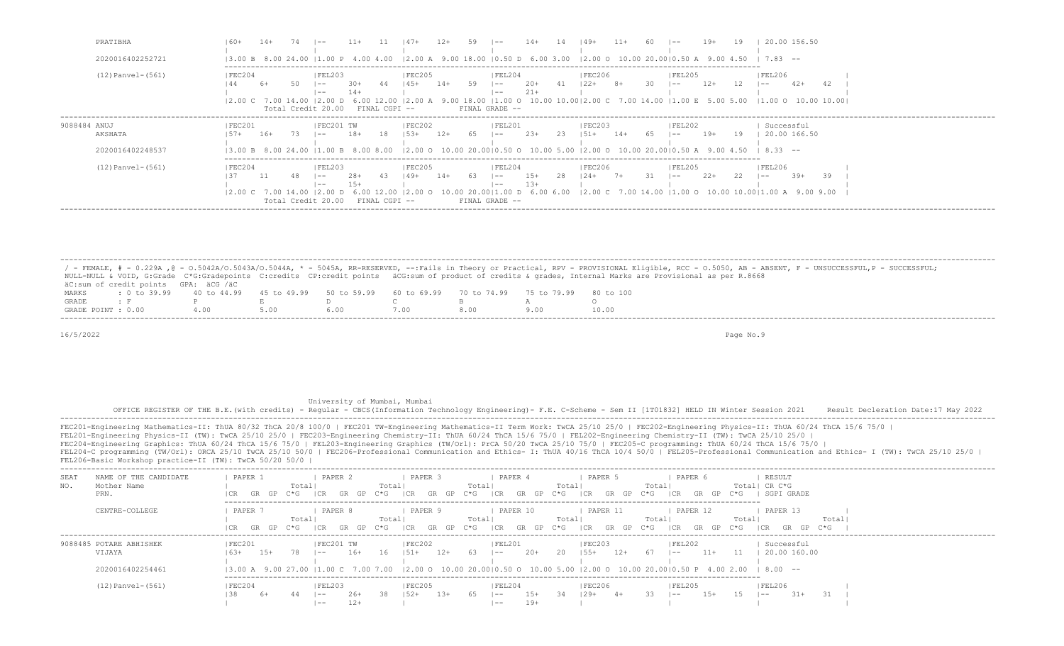| SEAT NO. | NAME OF THE CANDIDATE / Mother Name / PRN. / CENTRE-COLLEGE | PAPER 1 | PAPER 2 | PAPER 3 | PAPER 4 | PAPER 5 | PAPER 6 | RESULT |
|---|---|---|---|---|---|---|---|---|
| | PRATIBHA | 60+ 14+ 74 | -- 11+ 11 | 47+ 12+ 59 | -- 14+ 14 | 49+ 11+ 60 | -- 19+ 19 | 20.00 156.50 |
| | 2020016402252721 | 3.00 B 8.00 24.00 | 1.00 P 4.00 4.00 | 2.00 A 9.00 18.00 | 0.50 D 6.00 3.00 | 2.00 O 10.00 20.00 | 0.50 A 9.00 4.50 | 7.83 -- |
| | (12)Panvel-(561) | FEC204 44 6+ 50 / 2.00 C 7.00 14.00 | FEL203 -- 30+ 44 / -- 14+ / 2.00 D 6.00 12.00 | FEC205 45+ 14+ 59 / 2.00 A 9.00 18.00 | FEL204 -- 20+ 41 / -- 21+ / 1.00 O 10.00 10.00 | FEC206 22+ 8+ 30 / 2.00 C 7.00 14.00 | FEL205 -- 12+ 12 / 1.00 E 5.00 5.00 | FEL206 -- 42+ 42 / 1.00 O 10.00 10.00 |
| | | Total Credit 20.00 FINAL CGPI -- FINAL GRADE -- | | | | | | |
| 9088484 | ANUJ AKSHATA | FEC201 57+ 16+ 73 | FEC201 TW -- 18+ 18 | FEC202 53+ 12+ 65 | FEL201 -- 23+ 23 | FEC203 51+ 14+ 65 | FEL202 -- 19+ 19 | Successful 20.00 166.50 |
| | 2020016402248537 | 3.00 B 8.00 24.00 | 1.00 B 8.00 8.00 | 2.00 O 10.00 20.00 | 0.50 O 10.00 5.00 | 2.00 O 10.00 20.00 | 0.50 A 9.00 4.50 | 8.33 -- |
| | (12)Panvel-(561) | FEC204 37 11 48 / 2.00 C 7.00 14.00 | FEL203 -- 28+ 43 / -- 15+ / 2.00 D 6.00 12.00 | FEC205 49+ 14+ 63 / 2.00 O 10.00 20.00 | FEL204 -- 15+ 28 / -- 13+ / 1.00 D 6.00 6.00 | FEC206 24+ 7+ 31 / 2.00 C 7.00 14.00 | FEL205 -- 22+ 22 / 1.00 O 10.00 10.00 | FEL206 -- 39+ 39 / 1.00 A 9.00 9.00 |
| | | Total Credit 20.00 FINAL CGPI -- FINAL GRADE -- | | | | | | |

/ - FEMALE, # - 0.229A ,@ - O.5042A/O.5043A/O.5044A, * - 5045A, RR-RESERVED, --:Fails in Theory or Practical, RPV - PROVISIONAL Eligible, RCC - O.5050, AB - ABSENT, F - UNSUCCESSFUL,P - SUCCESSFUL;
NULL-NULL & VOID, G:Grade C*G:Gradepoints C:credits CP:credit points äCG:sum of product of credits & grades, Internal Marks are Provisional as per R.8668
äC:sum of credit points GPA: äCG /äC

| MARKS | : 0 to 39.99 | 40 to 44.99 | 45 to 49.99 | 50 to 59.99 | 60 to 69.99 | 70 to 74.99 | 75 to 79.99 | 80 to 100 |
|---|---|---|---|---|---|---|---|---|
| GRADE | : F | P | E | D | C | B | A | O |
| GRADE POINT | : 0.00 | 4.00 | 5.00 | 6.00 | 7.00 | 8.00 | 9.00 | 10.00 |

16/5/2022

University of Mumbai, Mumbai

OFFICE REGISTER OF THE B.E.(with credits) - Regular - CBCS(Information Technology Engineering)- F.E. C-Scheme - Sem II [1T01832] HELD IN Winter Session 2021 Result Decleration Date:17 May 2022

FEC201-Engineering Mathematics-II: ThUA 80/32 ThCA 20/8 100/0 | FEC201 TW-Engineering Mathematics-II Term Work: TwCA 25/10 25/0 | FEC202-Engineering Physics-II: ThUA 60/24 ThCA 15/6 75/0 |
FEL201-Engineering Physics-II (TW): TwCA 25/10 25/0 | FEC203-Engineering Chemistry-II: ThUA 60/24 ThCA 15/6 75/0 | FEL202-Engineering Chemistry-II (TW): TwCA 25/10 25/0 |
FEC204-Engineering Graphics: ThUA 60/24 ThCA 15/6 75/0 | FEL203-Engineering Graphics (TW/Orl): PrCA 50/20 TwCA 25/10 75/0 | FEC205-C programming: ThUA 60/24 ThCA 15/6 75/0 |
FEL204-C programming (TW/Orl): ORCA 25/10 TwCA 25/10 50/0 | FEC206-Professional Communication and Ethics- I: ThUA 40/16 ThCA 10/4 50/0 | FEL205-Professional Communication and Ethics- I (TW): TwCA 25/10 25/0 |
FEL206-Basic Workshop practice-II (TW): TwCA 50/20 50/0 |

| SEAT NO. | NAME OF THE CANDIDATE / Mother Name / PRN. / CENTRE-COLLEGE | PAPER 1 / PAPER 7 (CR GR GP C*G Total) | PAPER 2 / PAPER 8 | PAPER 3 / PAPER 9 | PAPER 4 / PAPER 10 | PAPER 5 / PAPER 11 | PAPER 6 / PAPER 12 | RESULT CR C*G SGPI GRADE / PAPER 13 |
|---|---|---|---|---|---|---|---|---|
| 9088485 | POTARE ABHISHEK VIJAYA | FEC201 63+ 15+ 78 | FEC201 TW -- 16+ 16 | FEC202 51+ 12+ 63 | FEL201 -- 20+ 20 | FEC203 55+ 12+ 67 | FEL202 -- 11+ 11 | Successful 20.00 160.00 |
| | 2020016402254461 | 3.00 A 9.00 27.00 | 1.00 C 7.00 7.00 | 2.00 O 10.00 20.00 | 0.50 O 10.00 5.00 | 2.00 O 10.00 20.00 | 0.50 P 4.00 2.00 | 8.00 -- |
| | (12)Panvel-(561) | FEC204 38 6+ 44 | FEL203 -- 26+ 38 / -- 12+ | FEC205 52+ 13+ 65 | FEL204 -- 15+ 34 / -- 19+ | FEC206 29+ 4+ 33 | FEL205 -- 15+ 15 | FEL206 -- 31+ 31 |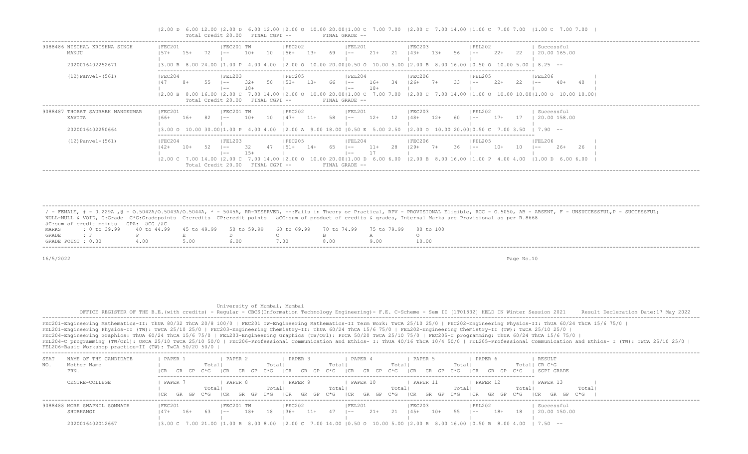```
                  |2.00 D  6.00 12.00 |2.00 D  6.00 12.00 |2.00 O  10.00 20.00|1.00 C  7.00 7.00  |2.00 C  7.00 14.00 |1.00 C  7.00 7.00  |1.00 C  7.00 7.00  |
                       Total Credit 20.00   FINAL CGPI --        FINAL GRADE --
---------------------------------------------------------------------------------------------------------------------------------------------------------------
9088486 NISCHAL KRISHNA SINGH   |FEC201             |FEC201 TW          |FEC202             |FEL201             |FEC203             |FEL202             | Successful
        MANJU                   |57+   15+   72     |--     10+   10    |56+   13+   69     |--     21+   21    |43+   13+   56     |--     22+   22    | 20.00 165.00
                                |                   |                   |                   |                   |                   |                   |
        2020016402252671        |3.00 B  8.00 24.00 |1.00 P  4.00 4.00  |2.00 O  10.00 20.00|0.50 O  10.00 5.00 |2.00 B  8.00 16.00 |0.50 O  10.00 5.00 | 8.25  --
                                ------------------------------------------------------------------------------------------------------------------------
        (12)Panvel-(561)        |FEC204             |FEL203             |FEC205             |FEL204             |FEC206             |FEL205             |FEL206             |
                                |47     8+    55    |--     32+   50    |53+   13+   66     |--     16+   34    |26+    7+    33    |--     22+   22    |--     40+   40    |
                                |                   |--     18+         |                   |--     18+         |                   |                   |                   |
                                |2.00 B  8.00 16.00 |2.00 C  7.00 14.00 |2.00 O  10.00 20.00|1.00 C  7.00 7.00  |2.00 C  7.00 14.00 |1.00 O  10.00 10.00|1.00 O  10.00 10.00|
                       Total Credit 20.00   FINAL CGPI --        FINAL GRADE --
---------------------------------------------------------------------------------------------------------------------------------------------------------------
9088487 THORAT SAURABH NANDKUMAR |FEC201            |FEC201 TW          |FEC202             |FEL201             |FEC203             |FEL202             | Successful
        KAVITA                  |66+   16+   82     |--     10+   10    |47+   11+   58     |--     12+   12    |48+   12+   60     |--     17+   17    | 20.00 158.00
                                |                   |                   |                   |                   |                   |                   |
        2020016402250664        |3.00 O  10.00 30.00|1.00 P  4.00 4.00  |2.00 A  9.00 18.00 |0.50 E  5.00 2.50  |2.00 O  10.00 20.00|0.50 C  7.00 3.50  | 7.90  --
                                ------------------------------------------------------------------------------------------------------------------------
        (12)Panvel-(561)        |FEC204             |FEL203             |FEC205             |FEL204             |FEC206             |FEL205             |FEL206             |
                                |42+   10+   52     |--     32    47    |51+   14+   65     |--     11+   28    |29+    7+    36    |--     10+   10    |--     26+   26    |
                                |                   |--     15+         |                   |--     17          |                   |                   |                   |
                                |2.00 C  7.00 14.00 |2.00 C  7.00 14.00 |2.00 O  10.00 20.00|1.00 D  6.00 6.00  |2.00 B  8.00 16.00 |1.00 P  4.00 4.00  |1.00 D  6.00 6.00  |
                       Total Credit 20.00   FINAL CGPI --        FINAL GRADE --
---------------------------------------------------------------------------------------------------------------------------------------------------------------
```

```
---------------------------------------------------------------------------------------------------------------------------------------------------------------
 / - FEMALE, # - 0.229A ,@ - O.5042A/O.5043A/O.5044A, * - 5045A, RR-RESERVED, --:Fails in Theory or Practical, RPV - PROVISIONAL Eligible, RCC - O.5050, AB - ABSENT, F - UNSUCCESSFUL,P - SUCCESSFUL;
 NULL-NULL & VOID, G:Grade  C*G:Gradepoints  C:credits  CP:credit points   äCG:sum of product of credits & grades, Internal Marks are Provisional as per R.8668
 äC:sum of credit points  GPA: äCG /äC
 MARKS       : 0 to 39.99    40 to 44.99    45 to 49.99    50 to 59.99    60 to 69.99    70 to 74.99    75 to 79.99    80 to 100
 GRADE       : F             P              E              D              C              B              A              O
 GRADE POINT : 0.00          4.00           5.00           6.00           7.00           8.00           9.00           10.00
---------------------------------------------------------------------------------------------------------------------------------------------------------------
16/5/2022                                                                                                                               Page No.10
```

```
                                              University of Mumbai, Mumbai
          OFFICE REGISTER OF THE B.E.(with credits) - Regular - CBCS(Information Technology Engineering)- F.E. C-Scheme - Sem II [1T01832] HELD IN Winter Session 2021      Result Decleration Date:17 May 2022
---------------------------------------------------------------------------------------------------------------------------------------------------------------
FEC201-Engineering Mathematics-II: ThUA 80/32 ThCA 20/8 100/0 | FEC201 TW-Engineering Mathematics-II Term Work: TwCA 25/10 25/0 | FEC202-Engineering Physics-II: ThUA 60/24 ThCA 15/6 75/0 |
FEL201-Engineering Physics-II (TW): TwCA 25/10 25/0 | FEC203-Engineering Chemistry-II: ThUA 60/24 ThCA 15/6 75/0 | FEL202-Engineering Chemistry-II (TW): TwCA 25/10 25/0 |
FEC204-Engineering Graphics: ThUA 60/24 ThCA 15/6 75/0 | FEL203-Engineering Graphics (TW/Orl): PrCA 50/20 TwCA 25/10 75/0 | FEC205-C programming: ThUA 60/24 ThCA 15/6 75/0 |
FEL204-C programming (TW/Orl): ORCA 25/10 TwCA 25/10 50/0 | FEC206-Professional Communication and Ethics- I: ThUA 40/16 ThCA 10/4 50/0 | FEL205-Professional Communication and Ethics- I (TW): TwCA 25/10 25/0 |
FEL206-Basic Workshop practice-II (TW): TwCA 50/20 50/0 |
---------------------------------------------------------------------------------------------------------------------------------------------------------------
SEAT    NAME OF THE CANDIDATE   | PAPER 1           | PAPER 2           | PAPER 3           | PAPER 4           | PAPER 5           | PAPER 6           | RESULT
NO.     Mother Name             |            Total|                Total|               Total|               Total|               Total|               Total| CR C*G
        PRN.                    |CR   GR  GP  C*G   |CR   GR  GP  C*G   |CR   GR  GP  C*G   |CR   GR  GP  C*G   |CR   GR  GP  C*G   |CR   GR  GP  C*G   | SGPI GRADE
                                ------------------------------------------------------------------------------------------------------------------------
        CENTRE-COLLEGE          | PAPER 7           | PAPER 8           | PAPER 9           | PAPER 10          | PAPER 11          | PAPER 12          | PAPER 13          |
                                |            Total|                Total|               Total|               Total|               Total|               Total|               Total|
                                |CR   GR  GP  C*G   |CR   GR  GP  C*G   |CR   GR  GP  C*G   |CR   GR  GP  C*G   |CR   GR  GP  C*G   |CR   GR  GP  C*G   |CR   GR  GP  C*G   |
---------------------------------------------------------------------------------------------------------------------------------------------------------------
9088488 MORE SWAPNIL SOMNATH    |FEC201             |FEC201 TW          |FEC202             |FEL201             |FEC203             |FEL202             | Successful
        SHUBHANGI               |47+   16+   63     |--     18+   18    |36+   11+   47     |--     21+   21    |45+   10+   55     |--     18+   18    | 20.00 150.00
                                |                   |                   |                   |                   |                   |                   |
        2020016402012667        |3.00 C  7.00 21.00 |1.00 B  8.00 8.00  |2.00 C  7.00 14.00 |0.50 O  10.00 5.00 |2.00 B  8.00 16.00 |0.50 B  8.00 4.00  | 7.50  --
```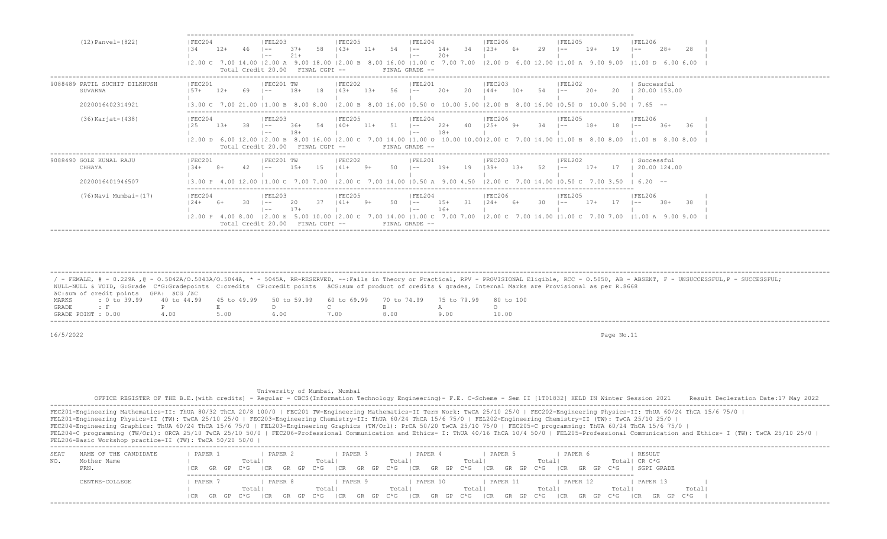| (12)Panvel-(822) | FEC204 | FEL203 | FEC205 | FEL204 | FEC206 | FEL205 | FEL206 |
|---|---|---|---|---|---|---|---|
| | 34 12+ 46 | -- 37+ 58 | 43+ 11+ 54 | -- 14+ 34 | 23+ 6+ 29 | -- 19+ 19 | -- 28+ 28 |
| | | -- 21+ | | -- 20+ | | | |
| | 2.00 C 7.00 14.00 | 2.00 A 9.00 18.00 | 2.00 B 8.00 16.00 | 1.00 C 7.00 7.00 | 2.00 D 6.00 12.00 | 1.00 A 9.00 9.00 | 1.00 D 6.00 6.00 |
| | Total Credit 20.00 FINAL CGPI -- | | | FINAL GRADE -- | | | |

| 9088489 PATIL SUCHIT DILKHUSH SUVARNA | FEC201 | FEC201 TW | FEC202 | FEL201 | FEC203 | FEL202 | Successful |
|---|---|---|---|---|---|---|---|
| | 57+ 12+ 69 | -- 18+ 18 | 43+ 13+ 56 | -- 20+ 20 | 44+ 10+ 54 | -- 20+ 20 | 20.00 153.00 |
| 2020016402314921 | 3.00 C 7.00 21.00 | 1.00 B 8.00 8.00 | 2.00 B 8.00 16.00 | 0.50 O 10.00 5.00 | 2.00 B 8.00 16.00 | 0.50 O 10.00 5.00 | 7.65 -- |
| (36)Karjat-(438) | FEC204 | FEL203 | FEC205 | FEL204 | FEC206 | FEL205 | FEL206 |
| | 25 13+ 38 | -- 36+ 54 | 40+ 11+ 51 | -- 22+ 40 | 25+ 9+ 34 | -- 18+ 18 | -- 36+ 36 |
| | | -- 18+ | | -- 18+ | | | |
| | 2.00 D 6.00 12.00 | 2.00 B 8.00 16.00 | 2.00 C 7.00 14.00 | 1.00 O 10.00 10.00 | 2.00 C 7.00 14.00 | 1.00 B 8.00 8.00 | 1.00 B 8.00 8.00 |
| | Total Credit 20.00 FINAL CGPI -- | | | FINAL GRADE -- | | | |

| 9088490 GOLE KUNAL RAJU CHHAYA | FEC201 | FEC201 TW | FEC202 | FEL201 | FEC203 | FEL202 | Successful |
|---|---|---|---|---|---|---|---|
| | 34+ 8+ 42 | -- 15+ 15 | 41+ 9+ 50 | -- 19+ 19 | 39+ 13+ 52 | -- 17+ 17 | 20.00 124.00 |
| 2020016401946507 | 3.00 P 4.00 12.00 | 1.00 C 7.00 7.00 | 2.00 C 7.00 14.00 | 0.50 A 9.00 4.50 | 2.00 C 7.00 14.00 | 0.50 C 7.00 3.50 | 6.20 -- |
| (76)Navi Mumbai-(17) | FEC204 | FEL203 | FEC205 | FEL204 | FEC206 | FEL205 | FEL206 |
| | 24+ 6+ 30 | -- 20 37 | 41+ 9+ 50 | -- 15+ 31 | 24+ 6+ 30 | -- 17+ 17 | -- 38+ 38 |
| | | -- 17+ | | -- 16+ | | | |
| | 2.00 P 4.00 8.00 | 2.00 E 5.00 10.00 | 2.00 C 7.00 14.00 | 1.00 C 7.00 7.00 | 2.00 C 7.00 14.00 | 1.00 C 7.00 7.00 | 1.00 A 9.00 9.00 |
| | Total Credit 20.00 FINAL CGPI -- | | | FINAL GRADE -- | | | |

/ - FEMALE, # - 0.229A ,@ - O.5042A/O.5043A/O.5044A, * - 5045A, RR-RESERVED, --:Fails in Theory or Practical, RPV - PROVISIONAL Eligible, RCC - O.5050, AB - ABSENT, F - UNSUCCESSFUL,P - SUCCESSFUL;
NULL-NULL & VOID, G:Grade C*G:Gradepoints C:credits CP:credit points äCG:sum of product of credits & grades, Internal Marks are Provisional as per R.8668
äC:sum of credit points GPA: äCG /äC

| MARKS | : 0 to 39.99 | 40 to 44.99 | 45 to 49.99 | 50 to 59.99 | 60 to 69.99 | 70 to 74.99 | 75 to 79.99 | 80 to 100 |
|---|---|---|---|---|---|---|---|---|
| GRADE | : F | P | E | D | C | B | A | O |
| GRADE POINT | : 0.00 | 4.00 | 5.00 | 6.00 | 7.00 | 8.00 | 9.00 | 10.00 |

16/5/2022

University of Mumbai, Mumbai

OFFICE REGISTER OF THE B.E.(with credits) - Regular - CBCS(Information Technology Engineering)- F.E. C-Scheme - Sem II [1T01832] HELD IN Winter Session 2021 Result Decleration Date:17 May 2022

FEC201-Engineering Mathematics-II: ThUA 80/32 ThCA 20/8 100/0 | FEC201 TW-Engineering Mathematics-II Term Work: TwCA 25/10 25/0 | FEC202-Engineering Physics-II: ThUA 60/24 ThCA 15/6 75/0 |
FEL201-Engineering Physics-II (TW): TwCA 25/10 25/0 | FEC203-Engineering Chemistry-II: ThUA 60/24 ThCA 15/6 75/0 | FEL202-Engineering Chemistry-II (TW): TwCA 25/10 25/0 |
FEC204-Engineering Graphics: ThUA 60/24 ThCA 15/6 75/0 | FEL203-Engineering Graphics (TW/Orl): PrCA 50/20 TwCA 25/10 75/0 | FEC205-C programming: ThUA 60/24 ThCA 15/6 75/0 |
FEL204-C programming (TW/Orl): ORCA 25/10 TwCA 25/10 50/0 | FEC206-Professional Communication and Ethics- I: ThUA 40/16 ThCA 10/4 50/0 | FEL205-Professional Communication and Ethics- I (TW): TwCA 25/10 25/0 |
FEL206-Basic Workshop practice-II (TW): TwCA 50/20 50/0 |

| SEAT NO. | NAME OF THE CANDIDATE / Mother Name / PRN. | PAPER 1 (CR GR GP C*G Total) | PAPER 2 (CR GR GP C*G Total) | PAPER 3 (CR GR GP C*G Total) | PAPER 4 (CR GR GP C*G Total) | PAPER 5 (CR GR GP C*G Total) | PAPER 6 (CR GR GP C*G Total) | RESULT (CR C*G SGPI GRADE) |
|---|---|---|---|---|---|---|---|---|
| | CENTRE-COLLEGE | PAPER 7 (CR GR GP C*G Total) | PAPER 8 (CR GR GP C*G Total) | PAPER 9 (CR GR GP C*G Total) | PAPER 10 (CR GR GP C*G Total) | PAPER 11 (CR GR GP C*G Total) | PAPER 12 (CR GR GP C*G Total) | PAPER 13 (CR GR GP C*G Total) |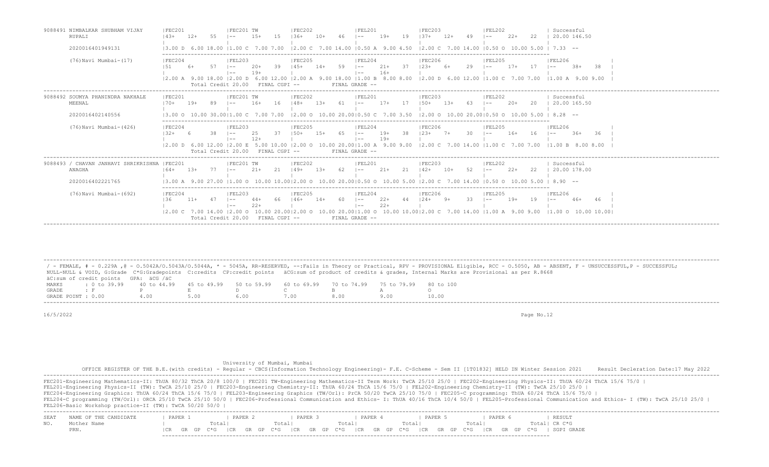| SEAT NO. | NAME OF THE CANDIDATE / Mother Name / PRN. | | | | | | | | RESULT |
|---|---|---|---|---|---|---|---|---|---|
| 9088491 | NIMBALKAR SHUBHAM VIJAY RUPALI 2020016401949131 | FEC201: 43+ 12+ 55 / 3.00 D 6.00 18.00 | FEC201 TW: -- 15+ 15 / 1.00 C 7.00 7.00 | FEC202: 36+ 10+ 46 / 2.00 C 7.00 14.00 | FEL201: -- 19+ 19 / 0.50 A 9.00 4.50 | FEC203: 37+ 12+ 49 / 2.00 C 7.00 14.00 | FEL202: -- 22+ 22 / 0.50 O 10.00 5.00 | | Successful 20.00 146.50 7.33 -- |
| | (76)Navi Mumbai-(17) | FEC204: 51 6+ 57 / 2.00 A 9.00 18.00 | FEL203: -- 20+ 39 / -- 19+ / 2.00 D 6.00 12.00 | FEC205: 45+ 14+ 59 / 2.00 A 9.00 18.00 | FEL204: -- 21+ 37 / -- 16+ / 1.00 B 8.00 8.00 | FEC206: 23+ 6+ 29 / 2.00 D 6.00 12.00 | FEL205: -- 17+ 17 / 1.00 C 7.00 7.00 | FEL206: -- 38+ 38 / 1.00 A 9.00 9.00 | Total Credit 20.00 FINAL CGPI -- FINAL GRADE -- |
| 9088492 | SOUMYA PHANINDRA NAKHALE MEENAL 2020016402140556 | FEC201: 70+ 19+ 89 / 3.00 O 10.00 30.00 | FEC201 TW: -- 16+ 16 / 1.00 C 7.00 7.00 | FEC202: 48+ 13+ 61 / 2.00 O 10.00 20.00 | FEL201: -- 17+ 17 / 0.50 C 7.00 3.50 | FEC203: 50+ 13+ 63 / 2.00 O 10.00 20.00 | FEL202: -- 20+ 20 / 0.50 O 10.00 5.00 | | Successful 20.00 165.50 8.28 -- |
| | (76)Navi Mumbai-(426) | FEC204: 32+ 6 38 / 2.00 D 6.00 12.00 | FEL203: -- 25 37 / -- 12+ / 2.00 E 5.00 10.00 | FEC205: 50+ 15+ 65 / 2.00 O 10.00 20.00 | FEL204: -- 19+ 38 / -- 19+ / 1.00 A 9.00 9.00 | FEC206: 23+ 7+ 30 / 2.00 C 7.00 14.00 | FEL205: -- 16+ 16 / 1.00 C 7.00 7.00 | FEL206: -- 36+ 36 / 1.00 B 8.00 8.00 | Total Credit 20.00 FINAL CGPI -- FINAL GRADE -- |
| 9088493 | / CHAVAN JANHAVI SHRIKRISHNA ANAGHA 2020016402221765 | FEC201: 64+ 13+ 77 / 3.00 A 9.00 27.00 | FEC201 TW: -- 21+ 21 / 1.00 O 10.00 10.00 | FEC202: 49+ 13+ 62 / 2.00 O 10.00 20.00 | FEL201: -- 21+ 21 / 0.50 O 10.00 5.00 | FEC203: 42+ 10+ 52 / 2.00 C 7.00 14.00 | FEL202: -- 22+ 22 / 0.50 O 10.00 5.00 | | Successful 20.00 178.00 8.90 -- |
| | (76)Navi Mumbai-(692) | FEC204: 36 11+ 47 / 2.00 C 7.00 14.00 | FEL203: -- 44+ 66 / -- 22+ / 2.00 O 10.00 20.00 | FEC205: 46+ 14+ 60 / 2.00 O 10.00 20.00 | FEL204: -- 22+ 44 / -- 22+ / 1.00 O 10.00 10.00 | FEC206: 24+ 9+ 33 / 2.00 C 7.00 14.00 | FEL205: -- 19+ 19 / 1.00 A 9.00 9.00 | FEL206: -- 46+ 46 / 1.00 O 10.00 10.00 | Total Credit 20.00 FINAL CGPI -- FINAL GRADE -- |

/ - FEMALE, # - 0.229A ,@ - O.5042A/O.5043A/O.5044A, * - 5045A, RR-RESERVED, --:Fails in Theory or Practical, RPV - PROVISIONAL Eligible, RCC - O.5050, AB - ABSENT, F - UNSUCCESSFUL,P - SUCCESSFUL;
NULL-NULL & VOID, G:Grade C*G:Gradepoints C:credits CP:credit points äCG:sum of product of credits & grades, Internal Marks are Provisional as per R.8668
äC:sum of credit points GPA: äCG /äC

| MARKS | 0 to 39.99 | 40 to 44.99 | 45 to 49.99 | 50 to 59.99 | 60 to 69.99 | 70 to 74.99 | 75 to 79.99 | 80 to 100 |
|---|---|---|---|---|---|---|---|---|
| GRADE | F | P | E | D | C | B | A | O |
| GRADE POINT | 0.00 | 4.00 | 5.00 | 6.00 | 7.00 | 8.00 | 9.00 | 10.00 |

16/5/2022

University of Mumbai, Mumbai

OFFICE REGISTER OF THE B.E.(with credits) - Regular - CBCS(Information Technology Engineering)- F.E. C-Scheme - Sem II [1T01832] HELD IN Winter Session 2021 Result Decleration Date:17 May 2022

FEC201-Engineering Mathematics-II: ThUA 80/32 ThCA 20/8 100/0 | FEC201 TW-Engineering Mathematics-II Term Work: TwCA 25/10 25/0 | FEC202-Engineering Physics-II: ThUA 60/24 ThCA 15/6 75/0 |
FEL201-Engineering Physics-II (TW): TwCA 25/10 25/0 | FEC203-Engineering Chemistry-II: ThUA 60/24 ThCA 15/6 75/0 | FEL202-Engineering Chemistry-II (TW): TwCA 25/10 25/0 |
FEC204-Engineering Graphics: ThUA 60/24 ThCA 15/6 75/0 | FEL203-Engineering Graphics (TW/Orl): PrCA 50/20 TwCA 25/10 75/0 | FEC205-C programming: ThUA 60/24 ThCA 15/6 75/0 |
FEL204-C programming (TW/Orl): ORCA 25/10 TwCA 25/10 50/0 | FEC206-Professional Communication and Ethics- I: ThUA 40/16 ThCA 10/4 50/0 | FEL205-Professional Communication and Ethics- I (TW): TwCA 25/10 25/0 |
FEL206-Basic Workshop practice-II (TW): TwCA 50/20 50/0 |

| SEAT NO. | NAME OF THE CANDIDATE / Mother Name / PRN. | PAPER 1 (CR GR GP C*G Total) | PAPER 2 (CR GR GP C*G Total) | PAPER 3 (CR GR GP C*G Total) | PAPER 4 (CR GR GP C*G Total) | PAPER 5 (CR GR GP C*G Total) | PAPER 6 (CR GR GP C*G Total) | RESULT (CR C*G SGPI GRADE) |
|---|---|---|---|---|---|---|---|---|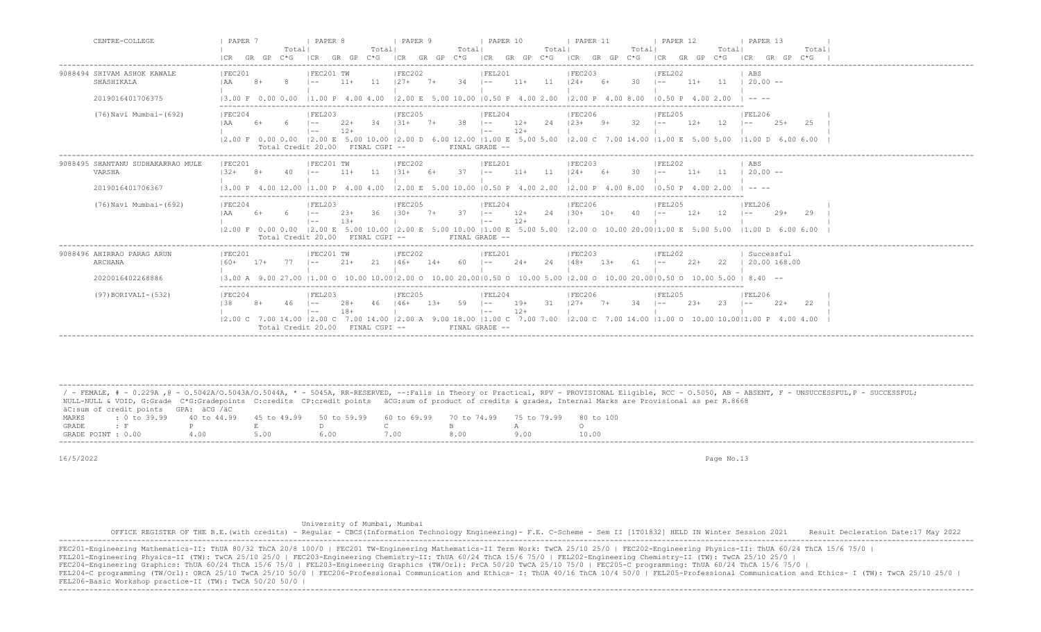| CENTRE-COLLEGE | PAPER 7 | PAPER 8 | PAPER 9 | PAPER 10 | PAPER 11 | PAPER 12 | PAPER 13 |
|---|---|---|---|---|---|---|---|
| | CR GR GP C*G Total | CR GR GP C*G Total | CR GR GP C*G Total | CR GR GP C*G Total | CR GR GP C*G Total | CR GR GP C*G Total | CR GR GP C*G Total |
| 9088494 SHIVAM ASHOK KAWALE SHASHIKALA | FEC201 AA 8+ 8 | FEC201 TW -- 11+ 11 | FEC202 27+ 7+ 34 | FEL201 -- 11+ 11 | FEC203 24+ 6+ 30 | FEL202 -- 11+ 11 | ABS 20.00 -- |
| 2019016401706375 | 3.00 F 0.00 0.00 | 1.00 P 4.00 4.00 | 2.00 E 5.00 10.00 | 0.50 P 4.00 2.00 | 2.00 P 4.00 8.00 | 0.50 P 4.00 2.00 | -- -- |
| (76)Navi Mumbai-(692) | FEC204 AA 6+ 6 | FEL203 -- 22+ 34 / -- 12+ | FEC205 31+ 7+ 38 | FEL204 -- 12+ 24 / -- 12+ | FEC206 23+ 9+ 32 | FEL205 -- 12+ 12 | FEL206 -- 25+ 25 |
| | 2.00 F 0.00 0.00 | 2.00 E 5.00 10.00 | 2.00 D 6.00 12.00 | 1.00 E 5.00 5.00 | 2.00 C 7.00 14.00 | 1.00 E 5.00 5.00 | 1.00 D 6.00 6.00 |
| | Total Credit 20.00 | FINAL CGPI -- | | FINAL GRADE -- | | | |
| 9088495 SHANTANU SUDHAKARRAO MULE VARSHA | FEC201 32+ 8+ 40 | FEC201 TW -- 11+ 11 | FEC202 31+ 6+ 37 | FEL201 -- 11+ 11 | FEC203 24+ 6+ 30 | FEL202 -- 11+ 11 | ABS 20.00 -- |
| 2019016401706367 | 3.00 P 4.00 12.00 | 1.00 P 4.00 4.00 | 2.00 E 5.00 10.00 | 0.50 P 4.00 2.00 | 2.00 P 4.00 8.00 | 0.50 P 4.00 2.00 | -- -- |
| (76)Navi Mumbai-(692) | FEC204 AA 6+ 6 | FEL203 -- 23+ 36 / -- 13+ | FEC205 30+ 7+ 37 | FEL204 -- 12+ 24 / -- 12+ | FEC206 30+ 10+ 40 | FEL205 -- 12+ 12 | FEL206 -- 29+ 29 |
| | 2.00 F 0.00 0.00 | 2.00 E 5.00 10.00 | 2.00 E 5.00 10.00 | 1.00 E 5.00 5.00 | 2.00 O 10.00 20.00 | 1.00 E 5.00 5.00 | 1.00 D 6.00 6.00 |
| | Total Credit 20.00 | FINAL CGPI -- | | FINAL GRADE -- | | | |
| 9088496 AHIRRAO PARAG ARUN ARCHANA | FEC201 60+ 17+ 77 | FEC201 TW -- 21+ 21 | FEC202 46+ 14+ 60 | FEL201 -- 24+ 24 | FEC203 48+ 13+ 61 | FEL202 -- 22+ 22 | Successful 20.00 168.00 |
| 2020016402268886 | 3.00 A 9.00 27.00 | 1.00 O 10.00 10.00 | 2.00 O 10.00 20.00 | 0.50 O 10.00 5.00 | 2.00 O 10.00 20.00 | 0.50 O 10.00 5.00 | 8.40 -- |
| (97)BORIVALI-(532) | FEC204 38 8+ 46 | FEL203 -- 28+ 46 / -- 18+ | FEC205 46+ 13+ 59 | FEL204 -- 19+ 31 / -- 12+ | FEC206 27+ 7+ 34 | FEL205 -- 23+ 23 | FEL206 -- 22+ 22 |
| | 2.00 C 7.00 14.00 | 2.00 C 7.00 14.00 | 2.00 A 9.00 18.00 | 1.00 C 7.00 7.00 | 2.00 C 7.00 14.00 | 1.00 O 10.00 10.00 | 1.00 P 4.00 4.00 |
| | Total Credit 20.00 | FINAL CGPI -- | | FINAL GRADE -- | | | |

/ - FEMALE, # - 0.229A ,@ - O.5042A/O.5043A/O.5044A, * - 5045A, RR-RESERVED, --:Fails in Theory or Practical, RPV - PROVISIONAL Eligible, RCC - O.5050, AB - ABSENT, F - UNSUCCESSFUL,P - SUCCESSFUL;
NULL-NULL & VOID, G:Grade C*G:Gradepoints C:credits CP:credit points äCG:sum of product of credits & grades, Internal Marks are Provisional as per R.8668
äC:sum of credit points GPA: äCG /äC

| MARKS | : 0 to 39.99 | 40 to 44.99 | 45 to 49.99 | 50 to 59.99 | 60 to 69.99 | 70 to 74.99 | 75 to 79.99 | 80 to 100 |
|---|---|---|---|---|---|---|---|---|
| GRADE | : F | P | E | D | C | B | A | O |
| GRADE POINT | : 0.00 | 4.00 | 5.00 | 6.00 | 7.00 | 8.00 | 9.00 | 10.00 |

16/5/2022

University of Mumbai, Mumbai

OFFICE REGISTER OF THE B.E.(with credits) - Regular - CBCS(Information Technology Engineering)- F.E. C-Scheme - Sem II [1T01832] HELD IN Winter Session 2021    Result Decleration Date:17 May 2022

FEC201-Engineering Mathematics-II: ThUA 80/32 ThCA 20/8 100/0 | FEC201 TW-Engineering Mathematics-II Term Work: TwCA 25/10 25/0 | FEC202-Engineering Physics-II: ThUA 60/24 ThCA 15/6 75/0 |
FEL201-Engineering Physics-II (TW): TwCA 25/10 25/0 | FEC203-Engineering Chemistry-II: ThUA 60/24 ThCA 15/6 75/0 | FEL202-Engineering Chemistry-II (TW): TwCA 25/10 25/0 |
FEC204-Engineering Graphics: ThUA 60/24 ThCA 15/6 75/0 | FEL203-Engineering Graphics (TW/Orl): PrCA 50/20 TwCA 25/10 75/0 | FEC205-C programming: ThUA 60/24 ThCA 15/6 75/0 |
FEL204-C programming (TW/Orl): ORCA 25/10 TwCA 25/10 50/0 | FEC206-Professional Communication and Ethics- I: ThUA 40/16 ThCA 10/4 50/0 | FEL205-Professional Communication and Ethics- I (TW): TwCA 25/10 25/0 |
FEL206-Basic Workshop practice-II (TW): TwCA 50/20 50/0 |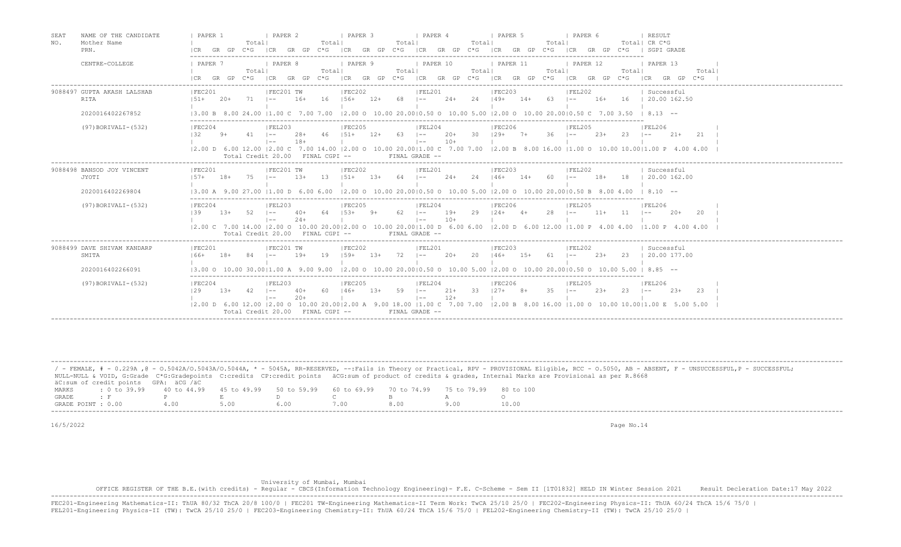| SEAT NO. | NAME OF THE CANDIDATE / Mother Name / PRN. | PAPER 1 (CR GR GP C*G Total) | PAPER 2 (CR GR GP C*G Total) | PAPER 3 (CR GR GP C*G Total) | PAPER 4 (CR GR GP C*G Total) | PAPER 5 (CR GR GP C*G Total) | PAPER 6 (CR GR GP C*G Total) | RESULT / CR C*G / SGPI GRADE |
|---|---|---|---|---|---|---|---|---|
| | CENTRE-COLLEGE | PAPER 7 | PAPER 8 | PAPER 9 | PAPER 10 | PAPER 11 | PAPER 12 | PAPER 13 |
| 9088497 | GUPTA AKASH LALSHAB | FEC201: 51+ 20+ 71 | FEC201 TW: -- 16+ 16 | FEC202: 56+ 12+ 68 | FEL201: -- 24+ 24 | FEC203: 49+ 14+ 63 | FEL202: -- 16+ 16 | Successful |
| | RITA | | | | | | | 20.00 162.50 |
| | 2020016402267852 | 3.00 B 8.00 24.00 | 1.00 C 7.00 7.00 | 2.00 O 10.00 20.00 | 0.50 O 10.00 5.00 | 2.00 O 10.00 20.00 | 0.50 C 7.00 3.50 | 8.13 -- |
| | (97)BORIVALI-(532) | FEC204: 32 9+ 41 | FEL203: -- 28+ 46 / -- 18+ | FEC205: 51+ 12+ 63 | FEL204: -- 20+ 30 / -- 10+ | FEC206: 29+ 7+ 36 | FEL205: -- 23+ 23 | FEL206: -- 21+ 21 |
| | | 2.00 D 6.00 12.00 | 2.00 C 7.00 14.00 | 2.00 O 10.00 20.00 | 1.00 C 7.00 7.00 | 2.00 B 8.00 16.00 | 1.00 O 10.00 10.00 | 1.00 P 4.00 4.00 |
| | | Total Credit 20.00 | FINAL CGPI -- | | FINAL GRADE -- | | | |
| 9088498 | BANSOD JOY VINCENT | FEC201: 57+ 18+ 75 | FEC201 TW: -- 13+ 13 | FEC202: 51+ 13+ 64 | FEL201: -- 24+ 24 | FEC203: 46+ 14+ 60 | FEL202: -- 18+ 18 | Successful |
| | JYOTI | | | | | | | 20.00 162.00 |
| | 2020016402269804 | 3.00 A 9.00 27.00 | 1.00 D 6.00 6.00 | 2.00 O 10.00 20.00 | 0.50 O 10.00 5.00 | 2.00 O 10.00 20.00 | 0.50 B 8.00 4.00 | 8.10 -- |
| | (97)BORIVALI-(532) | FEC204: 39 13+ 52 | FEL203: -- 40+ 64 / -- 24+ | FEC205: 53+ 9+ 62 | FEL204: -- 19+ 29 / -- 10+ | FEC206: 24+ 4+ 28 | FEL205: -- 11+ 11 | FEL206: -- 20+ 20 |
| | | 2.00 C 7.00 14.00 | 2.00 O 10.00 20.00 | 2.00 O 10.00 20.00 | 1.00 D 6.00 6.00 | 2.00 D 6.00 12.00 | 1.00 P 4.00 4.00 | 1.00 P 4.00 4.00 |
| | | Total Credit 20.00 | FINAL CGPI -- | | FINAL GRADE -- | | | |
| 9088499 | DAVE SHIVAM KANDARP | FEC201: 66+ 18+ 84 | FEC201 TW: -- 19+ 19 | FEC202: 59+ 13+ 72 | FEL201: -- 20+ 20 | FEC203: 46+ 15+ 61 | FEL202: -- 23+ 23 | Successful |
| | SMITA | | | | | | | 20.00 177.00 |
| | 2020016402266091 | 3.00 O 10.00 30.00 | 1.00 A 9.00 9.00 | 2.00 O 10.00 20.00 | 0.50 O 10.00 5.00 | 2.00 O 10.00 20.00 | 0.50 O 10.00 5.00 | 8.85 -- |
| | (97)BORIVALI-(532) | FEC204: 29 13+ 42 | FEL203: -- 40+ 60 / -- 20+ | FEC205: 46+ 13+ 59 | FEL204: -- 21+ 33 / -- 12+ | FEC206: 27+ 8+ 35 | FEL205: -- 23+ 23 | FEL206: -- 23+ 23 |
| | | 2.00 D 6.00 12.00 | 2.00 O 10.00 20.00 | 2.00 A 9.00 18.00 | 1.00 C 7.00 7.00 | 2.00 B 8.00 16.00 | 1.00 O 10.00 10.00 | 1.00 E 5.00 5.00 |
| | | Total Credit 20.00 | FINAL CGPI -- | | FINAL GRADE -- | | | |

/ - FEMALE, # - 0.229A ,@ - O.5042A/O.5043A/O.5044A, * - 5045A, RR-RESERVED, --:Fails in Theory or Practical, RPV - PROVISIONAL Eligible, RCC - O.5050, AB - ABSENT, F - UNSUCCESSFUL,P - SUCCESSFUL;
NULL-NULL & VOID, G:Grade C*G:Gradepoints C:credits CP:credit points äCG:sum of product of credits & grades, Internal Marks are Provisional as per R.8668
äC:sum of credit points GPA: äCG /äC

| MARKS | : 0 to 39.99 | 40 to 44.99 | 45 to 49.99 | 50 to 59.99 | 60 to 69.99 | 70 to 74.99 | 75 to 79.99 | 80 to 100 |
|---|---|---|---|---|---|---|---|---|
| GRADE | : F | P | E | D | C | B | A | O |
| GRADE POINT | : 0.00 | 4.00 | 5.00 | 6.00 | 7.00 | 8.00 | 9.00 | 10.00 |

16/5/2022

University of Mumbai, Mumbai
OFFICE REGISTER OF THE B.E.(with credits) - Regular - CBCS(Information Technology Engineering)- F.E. C-Scheme - Sem II [1T01832] HELD IN Winter Session 2021 Result Decleration Date:17 May 2022

FEC201-Engineering Mathematics-II: ThUA 80/32 ThCA 20/8 100/0 | FEC201 TW-Engineering Mathematics-II Term Work: TwCA 25/10 25/0 | FEC202-Engineering Physics-II: ThUA 60/24 ThCA 15/6 75/0 |
FEL201-Engineering Physics-II (TW): TwCA 25/10 25/0 | FEC203-Engineering Chemistry-II: ThUA 60/24 ThCA 15/6 75/0 | FEL202-Engineering Chemistry-II (TW): TwCA 25/10 25/0 |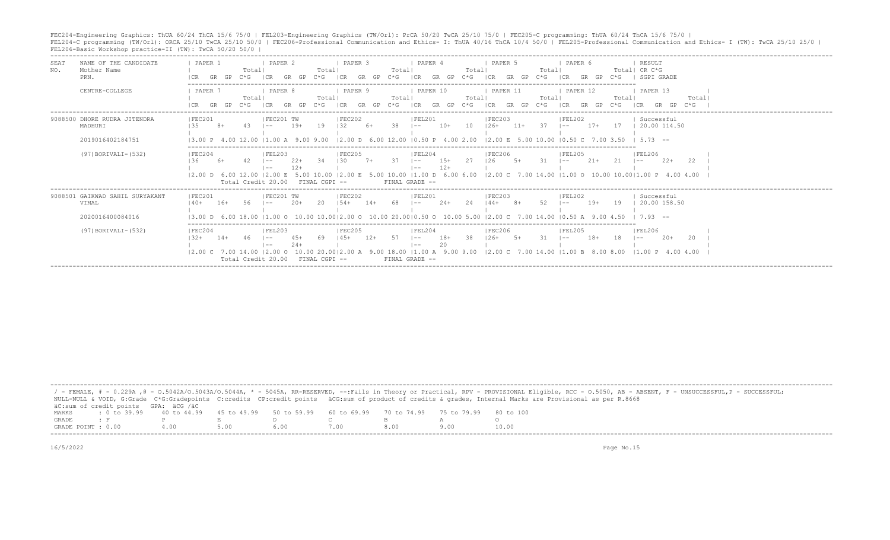FEC204-Engineering Graphics: ThUA 60/24 ThCA 15/6 75/0 | FEL203-Engineering Graphics (TW/Orl): PrCA 50/20 TwCA 25/10 75/0 | FEC205-C programming: ThUA 60/24 ThCA 15/6 75/0 |
FEL204-C programming (TW/Orl): ORCA 25/10 TwCA 25/10 50/0 | FEC206-Professional Communication and Ethics- I: ThUA 40/16 ThCA 10/4 50/0 | FEL205-Professional Communication and Ethics- I (TW): TwCA 25/10 25/0 |
FEL206-Basic Workshop practice-II (TW): TwCA 50/20 50/0 |

```
SEAT   NAME OF THE CANDIDATE      | PAPER 1          | PAPER 2          | PAPER 3          | PAPER 4          | PAPER 5          | PAPER 6          | RESULT
NO.    Mother Name                |           Total| |           Total| |           Total| |           Total| |           Total| |           Total| CR C*G
       PRN.                       |CR  GR GP  C*G  |CR  GR GP  C*G  |CR  GR GP  C*G  |CR  GR GP  C*G  |CR  GR GP  C*G  |CR  GR GP  C*G   | SGPI GRADE

       CENTRE-COLLEGE             | PAPER 7          | PAPER 8          | PAPER 9          | PAPER 10         | PAPER 11         | PAPER 12         | PAPER 13
                                  |           Total| |           Total| |           Total| |           Total| |           Total| |           Total| |           Total|
                                  |CR  GR GP  C*G  |CR  GR GP  C*G  |CR  GR GP  C*G  |CR  GR GP  C*G  |CR  GR GP  C*G  |CR  GR GP  C*G  |CR  GR GP  C*G  |
-----------------------------------------------------------------------------------------------------------------------------------------------------------------
9088500 DHORE RUDRA JITENDRA      |FEC201            |FEC201 TW         |FEC202            |FEL201            |FEC203            |FEL202            | Successful
        MADHURI                   |35     8+    43   |--     19+   19   |32     6+    38   |--     10+   10   |26+    11+   37   |--     17+   17   | 20.00 114.50
                                  |                  |                  |                  |                  |                  |                  |
        2019016402184751          |3.00 P  4.00 12.00 |1.00 A  9.00 9.00 |2.00 D  6.00 12.00 |0.50 P  4.00 2.00 |2.00 E  5.00 10.00 |0.50 C  7.00 3.50 | 5.73  --

        (97)BORIVALI-(532)        |FEC204            |FEL203            |FEC205            |FEL204            |FEC206            |FEL205            |FEL206
                                  |36     6+    42   |--     22+   34   |30     7+    37   |--     15+   27   |26     5+    31   |--     21+   21   |--     22+   22   |
                                  |                  |--     12+        |                  |--     12+        |                  |                  |                  |
                                  |2.00 D  6.00 12.00 |2.00 E  5.00 10.00 |2.00 E  5.00 10.00 |1.00 D  6.00 6.00 |2.00 C  7.00 14.00 |1.00 O  10.00 10.00|1.00 P  4.00 4.00 |
                                            Total Credit 20.00   FINAL CGPI --          FINAL GRADE --
-----------------------------------------------------------------------------------------------------------------------------------------------------------------
9088501 GAIKWAD SAHIL SURYAKANT   |FEC201            |FEC201 TW         |FEC202            |FEL201            |FEC203            |FEL202            | Successful
        VIMAL                     |40+    16+   56   |--     20+   20   |54+    14+   68   |--     24+   24   |44+    8+    52   |--     19+   19   | 20.00 158.50
                                  |                  |                  |                  |                  |                  |                  |
        2020016400084016          |3.00 D  6.00 18.00 |1.00 O  10.00 10.00|2.00 O  10.00 20.00|0.50 O  10.00 5.00 |2.00 C  7.00 14.00 |0.50 A  9.00 4.50 | 7.93  --

        (97)BORIVALI-(532)        |FEC204            |FEL203            |FEC205            |FEL204            |FEC206            |FEL205            |FEL206
                                  |32+    14+   46   |--     45+   69   |45+    12+   57   |--     18+   38   |26+    5+    31   |--     18+   18   |--     20+   20   |
                                  |                  |--     24+        |                  |--     20         |                  |                  |                  |
                                  |2.00 C  7.00 14.00 |2.00 O  10.00 20.00|2.00 A  9.00 18.00 |1.00 A  9.00 9.00 |2.00 C  7.00 14.00 |1.00 B  8.00 8.00 |1.00 P  4.00 4.00 |
                                            Total Credit 20.00   FINAL CGPI --          FINAL GRADE --
-----------------------------------------------------------------------------------------------------------------------------------------------------------------
```

/ - FEMALE, # - 0.229A ,@ - O.5042A/O.5043A/O.5044A, * - 5045A, RR-RESERVED, --:Fails in Theory or Practical, RPV - PROVISIONAL Eligible, RCC - O.5050, AB - ABSENT, F - UNSUCCESSFUL,P - SUCCESSFUL;
NULL-NULL & VOID, G:Grade C*G:Gradepoints C:credits CP:credit points äCG:sum of product of credits & grades, Internal Marks are Provisional as per R.8668
äC:sum of credit points GPA: äCG /äC

| MARKS | : 0 to 39.99 | 40 to 44.99 | 45 to 49.99 | 50 to 59.99 | 60 to 69.99 | 70 to 74.99 | 75 to 79.99 | 80 to 100 |
|---|---|---|---|---|---|---|---|---|
| GRADE | : F | P | E | D | C | B | A | O |
| GRADE POINT | : 0.00 | 4.00 | 5.00 | 6.00 | 7.00 | 8.00 | 9.00 | 10.00 |

16/5/2022